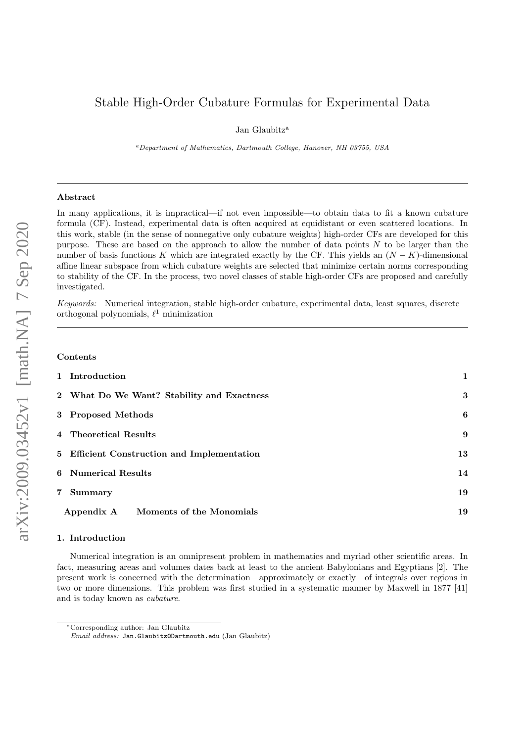# Stable High-Order Cubature Formulas for Experimental Data

Jan Glaubitz[a]

[a] *Department of Mathematics, Dartmouth College, Hanover, NH 03755, USA*

---

## Abstract

In many applications, it is impractical—if not even impossible—to obtain data to fit a known cubature formula (CF). Instead, experimental data is often acquired at equidistant or even scattered locations. In this work, stable (in the sense of nonnegative only cubature weights) high-order CFs are developed for this purpose. These are based on the approach to allow the number of data points $N$ to be larger than the number of basis functions $K$ which are integrated exactly by the CF. This yields an $(N-K)$-dimensional affine linear subspace from which cubature weights are selected that minimize certain norms corresponding to stability of the CF. In the process, two novel classes of stable high-order CFs are proposed and carefully investigated.

*Keywords:* Numerical integration, stable high-order cubature, experimental data, least squares, discrete orthogonal polynomials, $\ell^1$ minimization

---

## Contents

| | |
|---|---|
| **1 Introduction** | **1** |
| **2 What Do We Want? Stability and Exactness** | **3** |
| **3 Proposed Methods** | **6** |
| **4 Theoretical Results** | **9** |
| **5 Efficient Construction and Implementation** | **13** |
| **6 Numerical Results** | **14** |
| **7 Summary** | **19** |
| **Appendix A Moments of the Monomials** | **19** |

## 1. Introduction

Numerical integration is an omnipresent problem in mathematics and myriad other scientific areas. In fact, measuring areas and volumes dates back at least to the ancient Babylonians and Egyptians [2]. The present work is concerned with the determination—approximately or exactly—of integrals over regions in two or more dimensions. This problem was first studied in a systematic manner by Maxwell in 1877 [41] and is today known as *cubature*.

*Corresponding author: Jan Glaubitz
*Email address:* Jan.Glaubitz@Dartmouth.edu (Jan Glaubitz)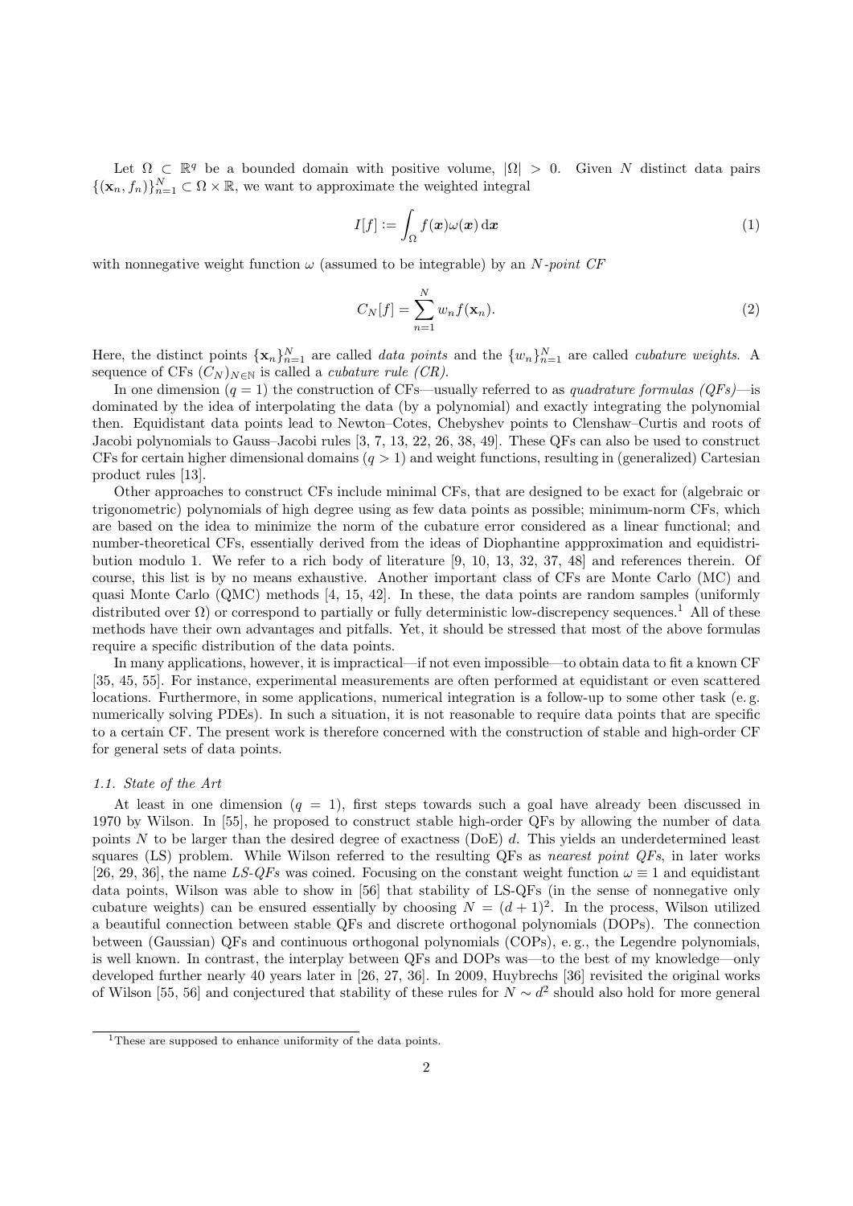Let $\Omega \subset \mathbb{R}^q$ be a bounded domain with positive volume, $|\Omega| > 0$. Given $N$ distinct data pairs $\{(\mathbf{x}_n, f_n)\}_{n=1}^N \subset \Omega \times \mathbb{R}$, we want to approximate the weighted integral

$$I[f] := \int_\Omega f(\boldsymbol{x})\omega(\boldsymbol{x}) \, \mathrm{d}\boldsymbol{x} \tag{1}$$

with nonnegative weight function $\omega$ (assumed to be integrable) by an *N-point CF*

$$C_N[f] = \sum_{n=1}^N w_n f(\mathbf{x}_n). \tag{2}$$

Here, the distinct points $\{\mathbf{x}_n\}_{n=1}^N$ are called *data points* and the $\{w_n\}_{n=1}^N$ are called *cubature weights*. A sequence of CFs $(C_N)_{N \in \mathbb{N}}$ is called a *cubature rule (CR)*.

In one dimension ($q = 1$) the construction of CFs—usually referred to as *quadrature formulas (QFs)*—is dominated by the idea of interpolating the data (by a polynomial) and exactly integrating the polynomial then. Equidistant data points lead to Newton–Cotes, Chebyshev points to Clenshaw–Curtis and roots of Jacobi polynomials to Gauss–Jacobi rules [3, 7, 13, 22, 26, 38, 49]. These QFs can also be used to construct CFs for certain higher dimensional domains ($q > 1$) and weight functions, resulting in (generalized) Cartesian product rules [13].

Other approaches to construct CFs include minimal CFs, that are designed to be exact for (algebraic or trigonometric) polynomials of high degree using as few data points as possible; minimum-norm CFs, which are based on the idea to minimize the norm of the cubature error considered as a linear functional; and number-theoretical CFs, essentially derived from the ideas of Diophantine appproximation and equidistribution modulo 1. We refer to a rich body of literature [9, 10, 13, 32, 37, 48] and references therein. Of course, this list is by no means exhaustive. Another important class of CFs are Monte Carlo (MC) and quasi Monte Carlo (QMC) methods [4, 15, 42]. In these, the data points are random samples (uniformly distributed over $\Omega$) or correspond to partially or fully deterministic low-discrepency sequences.[1] All of these methods have their own advantages and pitfalls. Yet, it should be stressed that most of the above formulas require a specific distribution of the data points.

In many applications, however, it is impractical—if not even impossible—to obtain data to fit a known CF [35, 45, 55]. For instance, experimental measurements are often performed at equidistant or even scattered locations. Furthermore, in some applications, numerical integration is a follow-up to some other task (e. g. numerically solving PDEs). In such a situation, it is not reasonable to require data points that are specific to a certain CF. The present work is therefore concerned with the construction of stable and high-order CF for general sets of data points.

### 1.1. State of the Art

At least in one dimension ($q = 1$), first steps towards such a goal have already been discussed in 1970 by Wilson. In [55], he proposed to construct stable high-order QFs by allowing the number of data points $N$ to be larger than the desired degree of exactness (DoE) $d$. This yields an underdetermined least squares (LS) problem. While Wilson referred to the resulting QFs as *nearest point QFs*, in later works [26, 29, 36], the name *LS-QFs* was coined. Focusing on the constant weight function $\omega \equiv 1$ and equidistant data points, Wilson was able to show in [56] that stability of LS-QFs (in the sense of nonnegative only cubature weights) can be ensured essentially by choosing $N = (d + 1)^2$. In the process, Wilson utilized a beautiful connection between stable QFs and discrete orthogonal polynomials (DOPs). The connection between (Gaussian) QFs and continuous orthogonal polynomials (COPs), e. g., the Legendre polynomials, is well known. In contrast, the interplay between QFs and DOPs was—to the best of my knowledge—only developed further nearly 40 years later in [26, 27, 36]. In 2009, Huybrechs [36] revisited the original works of Wilson [55, 56] and conjectured that stability of these rules for $N \sim d^2$ should also hold for more general

[1] These are supposed to enhance uniformity of the data points.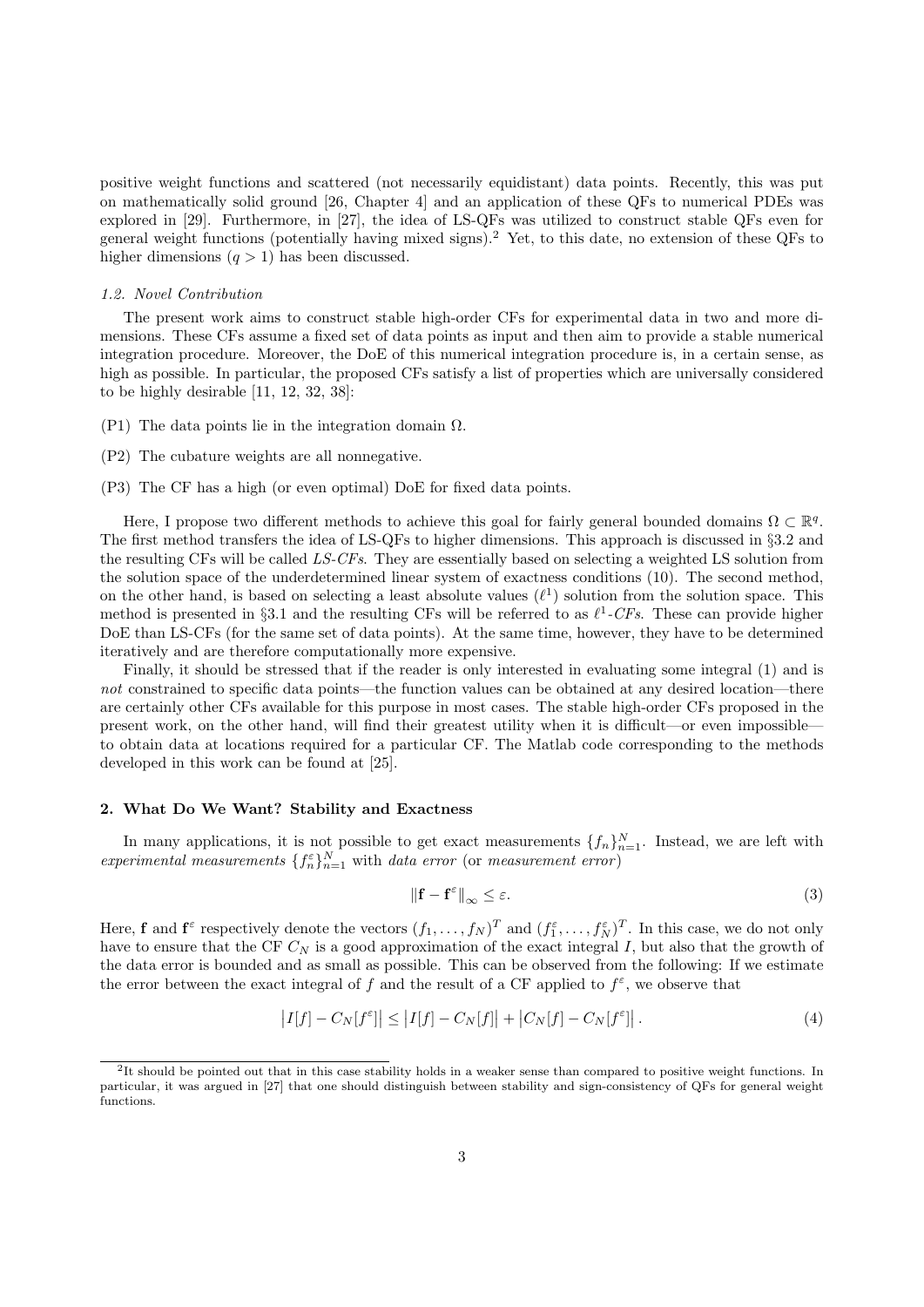positive weight functions and scattered (not necessarily equidistant) data points. Recently, this was put on mathematically solid ground [26, Chapter 4] and an application of these QFs to numerical PDEs was explored in [29]. Furthermore, in [27], the idea of LS-QFs was utilized to construct stable QFs even for general weight functions (potentially having mixed signs).[2] Yet, to this date, no extension of these QFs to higher dimensions ($q > 1$) has been discussed.

### 1.2. Novel Contribution

The present work aims to construct stable high-order CFs for experimental data in two and more dimensions. These CFs assume a fixed set of data points as input and then aim to provide a stable numerical integration procedure. Moreover, the DoE of this numerical integration procedure is, in a certain sense, as high as possible. In particular, the proposed CFs satisfy a list of properties which are universally considered to be highly desirable [11, 12, 32, 38]:

(P1) The data points lie in the integration domain $\Omega$.

(P2) The cubature weights are all nonnegative.

(P3) The CF has a high (or even optimal) DoE for fixed data points.

Here, I propose two different methods to achieve this goal for fairly general bounded domains $\Omega \subset \mathbb{R}^q$. The first method transfers the idea of LS-QFs to higher dimensions. This approach is discussed in §3.2 and the resulting CFs will be called *LS-CFs*. They are essentially based on selecting a weighted LS solution from the solution space of the underdetermined linear system of exactness conditions (10). The second method, on the other hand, is based on selecting a least absolute values ($\ell^1$) solution from the solution space. This method is presented in §3.1 and the resulting CFs will be referred to as *$\ell^1$-CFs*. These can provide higher DoE than LS-CFs (for the same set of data points). At the same time, however, they have to be determined iteratively and are therefore computationally more expensive.

Finally, it should be stressed that if the reader is only interested in evaluating some integral (1) and is *not* constrained to specific data points—the function values can be obtained at any desired location—there are certainly other CFs available for this purpose in most cases. The stable high-order CFs proposed in the present work, on the other hand, will find their greatest utility when it is difficult—or even impossible—to obtain data at locations required for a particular CF. The Matlab code corresponding to the methods developed in this work can be found at [25].

## 2. What Do We Want? Stability and Exactness

In many applications, it is not possible to get exact measurements $\{f_n\}_{n=1}^N$. Instead, we are left with *experimental measurements* $\{f_n^\varepsilon\}_{n=1}^N$ with *data error* (or *measurement error*)

$$\|\mathbf{f} - \mathbf{f}^\varepsilon\|_\infty \leq \varepsilon. \tag{3}$$

Here, $\mathbf{f}$ and $\mathbf{f}^\varepsilon$ respectively denote the vectors $(f_1, \dots, f_N)^T$ and $(f_1^\varepsilon, \dots, f_N^\varepsilon)^T$. In this case, we do not only have to ensure that the CF $C_N$ is a good approximation of the exact integral $I$, but also that the growth of the data error is bounded and as small as possible. This can be observed from the following: If we estimate the error between the exact integral of $f$ and the result of a CF applied to $f^\varepsilon$, we observe that

$$\left|I[f] - C_N[f^\varepsilon]\right| \leq \left|I[f] - C_N[f]\right| + \left|C_N[f] - C_N[f^\varepsilon]\right|. \tag{4}$$

[2] It should be pointed out that in this case stability holds in a weaker sense than compared to positive weight functions. In particular, it was argued in [27] that one should distinguish between stability and sign-consistency of QFs for general weight functions.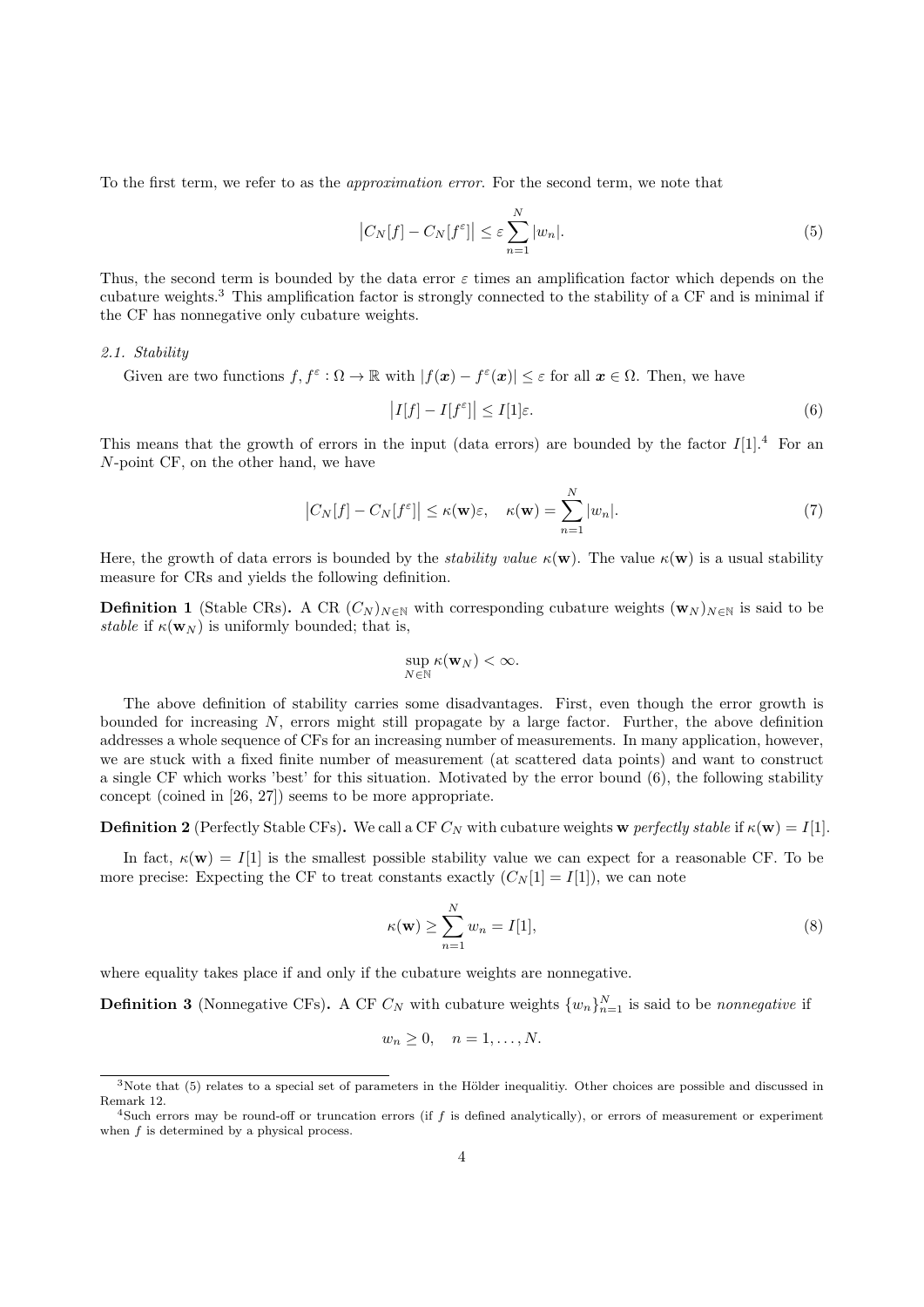To the first term, we refer to as the *approximation error*. For the second term, we note that

$$\left|C_N[f] - C_N[f^\varepsilon]\right| \leq \varepsilon \sum_{n=1}^{N} |w_n|. \tag{5}$$

Thus, the second term is bounded by the data error $\varepsilon$ times an amplification factor which depends on the cubature weights.[3] This amplification factor is strongly connected to the stability of a CF and is minimal if the CF has nonnegative only cubature weights.

### 2.1. Stability

Given are two functions $f, f^\varepsilon : \Omega \to \mathbb{R}$ with $|f(\boldsymbol{x}) - f^\varepsilon(\boldsymbol{x})| \leq \varepsilon$ for all $\boldsymbol{x} \in \Omega$. Then, we have

$$\left|I[f] - I[f^\varepsilon]\right| \leq I[1]\varepsilon. \tag{6}$$

This means that the growth of errors in the input (data errors) are bounded by the factor $I[1]$.[4] For an $N$-point CF, on the other hand, we have

$$\left|C_N[f] - C_N[f^\varepsilon]\right| \leq \kappa(\mathbf{w})\varepsilon, \quad \kappa(\mathbf{w}) = \sum_{n=1}^{N} |w_n|. \tag{7}$$

Here, the growth of data errors is bounded by the *stability value* $\kappa(\mathbf{w})$. The value $\kappa(\mathbf{w})$ is a usual stability measure for CRs and yields the following definition.

**Definition 1** (Stable CRs)**.** A CR $(C_N)_{N\in\mathbb{N}}$ with corresponding cubature weights $(\mathbf{w}_N)_{N\in\mathbb{N}}$ is said to be *stable* if $\kappa(\mathbf{w}_N)$ is uniformly bounded; that is,

$$\sup_{N\in\mathbb{N}} \kappa(\mathbf{w}_N) < \infty.$$

The above definition of stability carries some disadvantages. First, even though the error growth is bounded for increasing $N$, errors might still propagate by a large factor. Further, the above definition addresses a whole sequence of CFs for an increasing number of measurements. In many application, however, we are stuck with a fixed finite number of measurement (at scattered data points) and want to construct a single CF which works 'best' for this situation. Motivated by the error bound (6), the following stability concept (coined in [26, 27]) seems to be more appropriate.

**Definition 2** (Perfectly Stable CFs)**.** We call a CF $C_N$ with cubature weights $\mathbf{w}$ *perfectly stable* if $\kappa(\mathbf{w}) = I[1]$.

In fact, $\kappa(\mathbf{w}) = I[1]$ is the smallest possible stability value we can expect for a reasonable CF. To be more precise: Expecting the CF to treat constants exactly ($C_N[1] = I[1]$), we can note

$$\kappa(\mathbf{w}) \geq \sum_{n=1}^{N} w_n = I[1], \tag{8}$$

where equality takes place if and only if the cubature weights are nonnegative.

**Definition 3** (Nonnegative CFs)**.** A CF $C_N$ with cubature weights $\{w_n\}_{n=1}^N$ is said to be *nonnegative* if

$$w_n \geq 0, \quad n = 1, \ldots, N.$$

---

[3] Note that (5) relates to a special set of parameters in the Hölder inequalitiy. Other choices are possible and discussed in Remark 12.

[4] Such errors may be round-off or truncation errors (if $f$ is defined analytically), or errors of measurement or experiment when $f$ is determined by a physical process.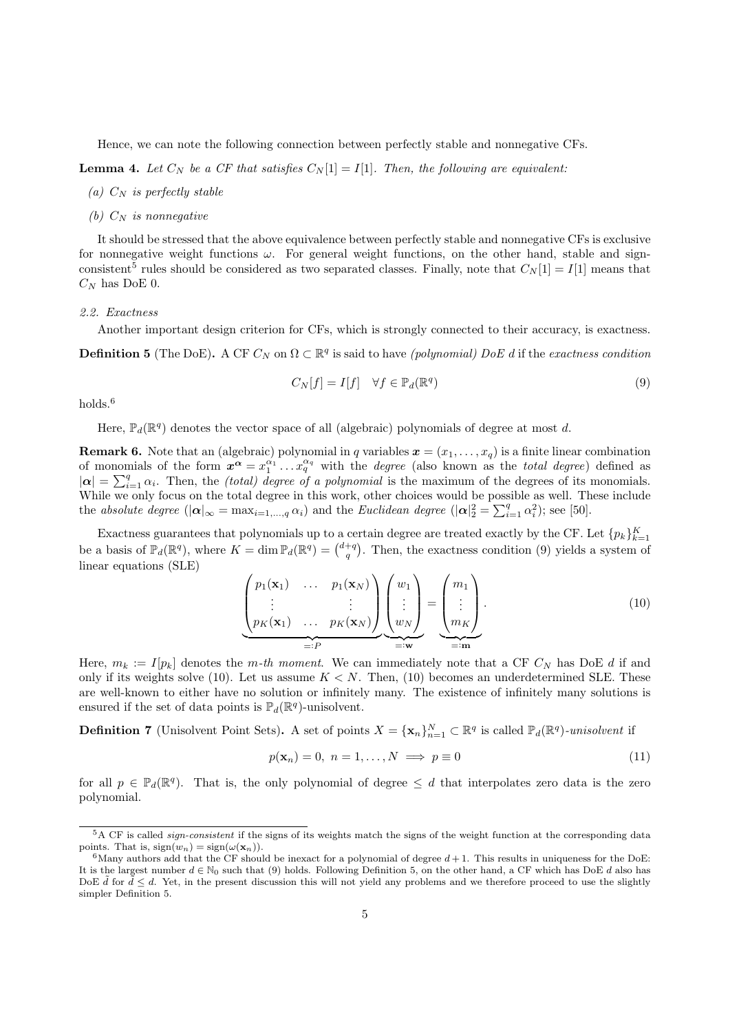Hence, we can note the following connection between perfectly stable and nonnegative CFs.

**Lemma 4.** *Let $C_N$ be a CF that satisfies $C_N[1] = I[1]$. Then, the following are equivalent:*

*(a) $C_N$ is perfectly stable*

*(b) $C_N$ is nonnegative*

It should be stressed that the above equivalence between perfectly stable and nonnegative CFs is exclusive for nonnegative weight functions $\omega$. For general weight functions, on the other hand, stable and sign-consistent[5] rules should be considered as two separated classes. Finally, note that $C_N[1] = I[1]$ means that $C_N$ has DoE 0.

### 2.2. Exactness

Another important design criterion for CFs, which is strongly connected to their accuracy, is exactness.

**Definition 5** (The DoE)**.** A CF $C_N$ on $\Omega \subset \mathbb{R}^q$ is said to have *(polynomial) DoE $d$* if the *exactness condition*

$$C_N[f] = I[f] \quad \forall f \in \mathbb{P}_d(\mathbb{R}^q) \tag{9}$$

holds.[6]

Here, $\mathbb{P}_d(\mathbb{R}^q)$ denotes the vector space of all (algebraic) polynomials of degree at most $d$.

**Remark 6.** Note that an (algebraic) polynomial in $q$ variables $\boldsymbol{x} = (x_1, \ldots, x_q)$ is a finite linear combination of monomials of the form $\boldsymbol{x}^{\boldsymbol{\alpha}} = x_1^{\alpha_1} \ldots x_q^{\alpha_q}$ with the *degree* (also known as the *total degree*) defined as $|\boldsymbol{\alpha}| = \sum_{i=1}^q \alpha_i$. Then, the *(total) degree of a polynomial* is the maximum of the degrees of its monomials. While we only focus on the total degree in this work, other choices would be possible as well. These include the *absolute degree* ($|\boldsymbol{\alpha}|_\infty = \max_{i=1,\ldots,q} \alpha_i$) and the *Euclidean degree* ($|\boldsymbol{\alpha}|_2^2 = \sum_{i=1}^q \alpha_i^2$); see [50].

Exactness guarantees that polynomials up to a certain degree are treated exactly by the CF. Let $\{p_k\}_{k=1}^K$ be a basis of $\mathbb{P}_d(\mathbb{R}^q)$, where $K = \dim \mathbb{P}_d(\mathbb{R}^q) = \binom{d+q}{q}$. Then, the exactness condition (9) yields a system of linear equations (SLE)

$$\underbrace{\begin{pmatrix} p_1(\mathbf{x}_1) & \ldots & p_1(\mathbf{x}_N) \\ \vdots & & \vdots \\ p_K(\mathbf{x}_1) & \ldots & p_K(\mathbf{x}_N) \end{pmatrix}}_{=:P} \underbrace{\begin{pmatrix} w_1 \\ \vdots \\ w_N \end{pmatrix}}_{=:\mathbf{w}} = \underbrace{\begin{pmatrix} m_1 \\ \vdots \\ m_K \end{pmatrix}}_{=:\mathbf{m}}. \tag{10}$$

Here, $m_k := I[p_k]$ denotes the *m-th moment*. We can immediately note that a CF $C_N$ has DoE $d$ if and only if its weights solve (10). Let us assume $K < N$. Then, (10) becomes an underdetermined SLE. These are well-known to either have no solution or infinitely many. The existence of infinitely many solutions is ensured if the set of data points is $\mathbb{P}_d(\mathbb{R}^q)$-unisolvent.

**Definition 7** (Unisolvent Point Sets)**.** A set of points $X = \{\mathbf{x}_n\}_{n=1}^N \subset \mathbb{R}^q$ is called $\mathbb{P}_d(\mathbb{R}^q)$*-unisolvent* if

$$p(\mathbf{x}_n) = 0, \; n = 1, \ldots, N \implies p \equiv 0 \tag{11}$$

for all $p \in \mathbb{P}_d(\mathbb{R}^q)$. That is, the only polynomial of degree $\leq d$ that interpolates zero data is the zero polynomial.

---

[5] A CF is called *sign-consistent* if the signs of its weights match the signs of the weight function at the corresponding data points. That is, $\operatorname{sign}(w_n) = \operatorname{sign}(\omega(\mathbf{x}_n))$.

[6] Many authors add that the CF should be inexact for a polynomial of degree $d+1$. This results in uniqueness for the DoE: It is the largest number $d \in \mathbb{N}_0$ such that (9) holds. Following Definition 5, on the other hand, a CF which has DoE $d$ also has DoE $\tilde{d}$ for $\tilde{d} \leq d$. Yet, in the present discussion this will not yield any problems and we therefore proceed to use the slightly simpler Definition 5.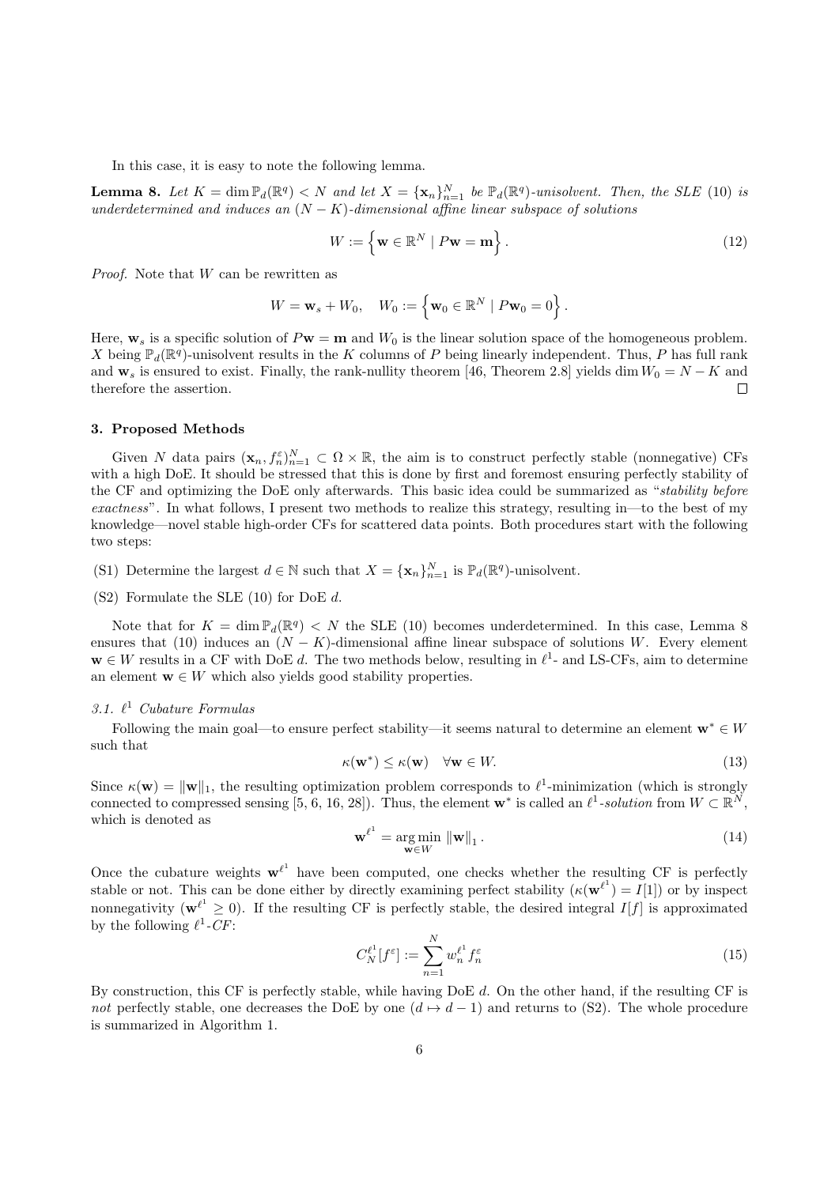In this case, it is easy to note the following lemma.

**Lemma 8.** *Let $K = \dim \mathbb{P}_d(\mathbb{R}^q) < N$ and let $X = \{\mathbf{x}_n\}_{n=1}^N$ be $\mathbb{P}_d(\mathbb{R}^q)$-unisolvent. Then, the SLE (10) is underdetermined and induces an $(N-K)$-dimensional affine linear subspace of solutions*

$$W := \left\{ \mathbf{w} \in \mathbb{R}^N \mid P\mathbf{w} = \mathbf{m} \right\}. \tag{12}$$

*Proof.* Note that $W$ can be rewritten as

$$W = \mathbf{w}_s + W_0, \quad W_0 := \left\{ \mathbf{w}_0 \in \mathbb{R}^N \mid P\mathbf{w}_0 = 0 \right\}.$$

Here, $\mathbf{w}_s$ is a specific solution of $P\mathbf{w} = \mathbf{m}$ and $W_0$ is the linear solution space of the homogeneous problem. $X$ being $\mathbb{P}_d(\mathbb{R}^q)$-unisolvent results in the $K$ columns of $P$ being linearly independent. Thus, $P$ has full rank and $\mathbf{w}_s$ is ensured to exist. Finally, the rank-nullity theorem [46, Theorem 2.8] yields $\dim W_0 = N - K$ and therefore the assertion. □

### 3. Proposed Methods

Given $N$ data pairs $(\mathbf{x}_n, f_n^\varepsilon)_{n=1}^N \subset \Omega \times \mathbb{R}$, the aim is to construct perfectly stable (nonnegative) CFs with a high DoE. It should be stressed that this is done by first and foremost ensuring perfectly stability of the CF and optimizing the DoE only afterwards. This basic idea could be summarized as "*stability before exactness*". In what follows, I present two methods to realize this strategy, resulting in—to the best of my knowledge—novel stable high-order CFs for scattered data points. Both procedures start with the following two steps:

- (S1) Determine the largest $d \in \mathbb{N}$ such that $X = \{\mathbf{x}_n\}_{n=1}^N$ is $\mathbb{P}_d(\mathbb{R}^q)$-unisolvent.
- (S2) Formulate the SLE (10) for DoE $d$.

Note that for $K = \dim \mathbb{P}_d(\mathbb{R}^q) < N$ the SLE (10) becomes underdetermined. In this case, Lemma 8 ensures that (10) induces an $(N-K)$-dimensional affine linear subspace of solutions $W$. Every element $\mathbf{w} \in W$ results in a CF with DoE $d$. The two methods below, resulting in $\ell^1$- and LS-CFs, aim to determine an element $\mathbf{w} \in W$ which also yields good stability properties.

#### 3.1. $\ell^1$ Cubature Formulas

Following the main goal—to ensure perfect stability—it seems natural to determine an element $\mathbf{w}^* \in W$ such that

$$\kappa(\mathbf{w}^*) \leq \kappa(\mathbf{w}) \quad \forall \mathbf{w} \in W. \tag{13}$$

Since $\kappa(\mathbf{w}) = \|\mathbf{w}\|_1$, the resulting optimization problem corresponds to $\ell^1$-minimization (which is strongly connected to compressed sensing [5, 6, 16, 28]). Thus, the element $\mathbf{w}^*$ is called an *$\ell^1$-solution* from $W \subset \mathbb{R}^N$, which is denoted as

$$\mathbf{w}^{\ell^1} = \underset{\mathbf{w} \in W}{\arg\min} \, \|\mathbf{w}\|_1. \tag{14}$$

Once the cubature weights $\mathbf{w}^{\ell^1}$ have been computed, one checks whether the resulting CF is perfectly stable or not. This can be done either by directly examining perfect stability ($\kappa(\mathbf{w}^{\ell^1}) = I[1]$) or by inspect nonnegativity ($\mathbf{w}^{\ell^1} \geq 0$). If the resulting CF is perfectly stable, the desired integral $I[f]$ is approximated by the following *$\ell^1$-CF*:

$$C_N^{\ell^1}[f^\varepsilon] := \sum_{n=1}^N w_n^{\ell^1} f_n^\varepsilon \tag{15}$$

By construction, this CF is perfectly stable, while having DoE $d$. On the other hand, if the resulting CF is *not* perfectly stable, one decreases the DoE by one ($d \mapsto d-1$) and returns to (S2). The whole procedure is summarized in Algorithm 1.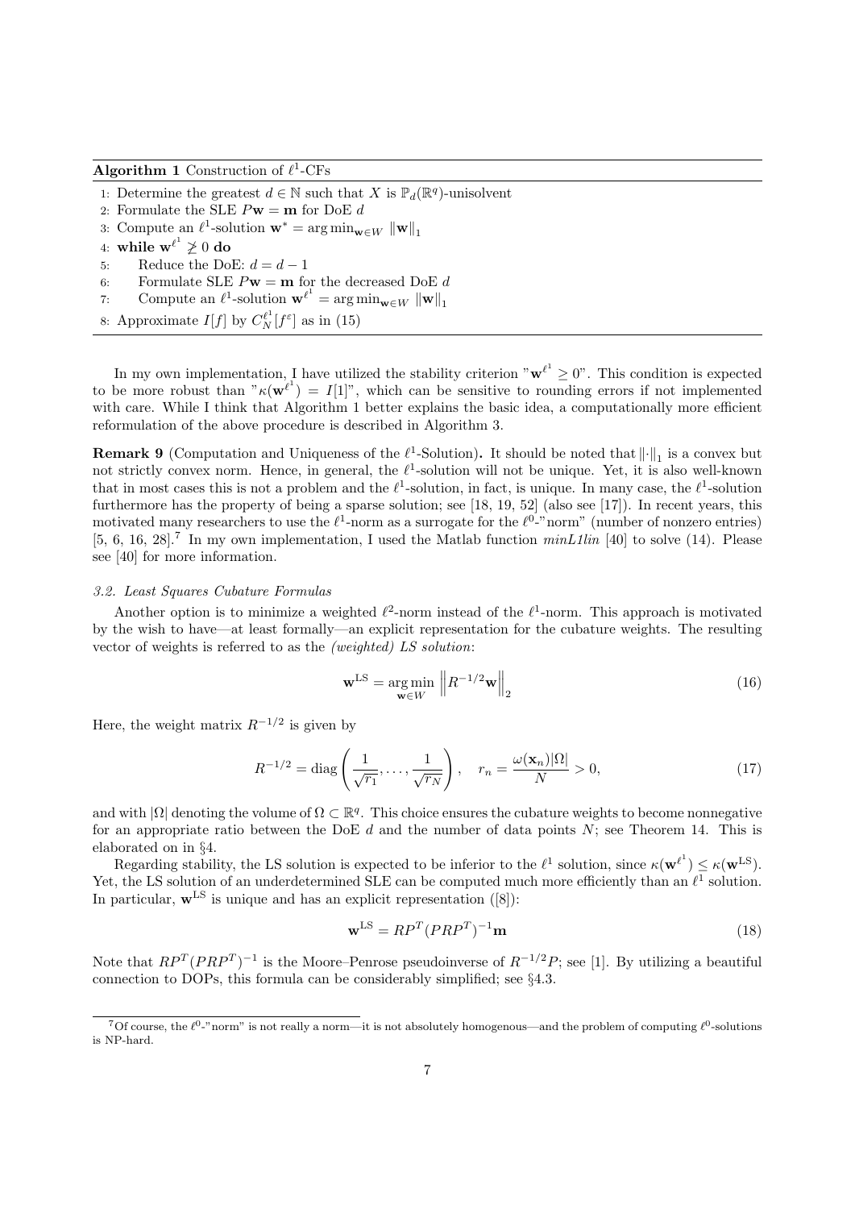**Algorithm 1** Construction of $\ell^1$-CFs

1: Determine the greatest $d \in \mathbb{N}$ such that $X$ is $\mathbb{P}_d(\mathbb{R}^q)$-unisolvent
2: Formulate the SLE $P\mathbf{w} = \mathbf{m}$ for DoE $d$
3: Compute an $\ell^1$-solution $\mathbf{w}^* = \arg\min_{\mathbf{w} \in W} \|\mathbf{w}\|_1$
4: **while** $\mathbf{w}^{\ell^1} \not\geq 0$ **do**
5: Reduce the DoE: $d = d - 1$
6: Formulate SLE $P\mathbf{w} = \mathbf{m}$ for the decreased DoE $d$
7: Compute an $\ell^1$-solution $\mathbf{w}^{\ell^1} = \arg\min_{\mathbf{w} \in W} \|\mathbf{w}\|_1$
8: Approximate $I[f]$ by $C_N^{\ell^1}[f^\varepsilon]$ as in (15)

In my own implementation, I have utilized the stability criterion "$\mathbf{w}^{\ell^1} \geq 0$". This condition is expected to be more robust than "$\kappa(\mathbf{w}^{\ell^1}) = I[1]$", which can be sensitive to rounding errors if not implemented with care. While I think that Algorithm 1 better explains the basic idea, a computationally more efficient reformulation of the above procedure is described in Algorithm 3.

**Remark 9** (Computation and Uniqueness of the $\ell^1$-Solution)**.** It should be noted that $\|\cdot\|_1$ is a convex but not strictly convex norm. Hence, in general, the $\ell^1$-solution will not be unique. Yet, it is also well-known that in most cases this is not a problem and the $\ell^1$-solution, in fact, is unique. In many case, the $\ell^1$-solution furthermore has the property of being a sparse solution; see [18, 19, 52] (also see [17]). In recent years, this motivated many researchers to use the $\ell^1$-norm as a surrogate for the $\ell^0$-"norm" (number of nonzero entries) [5, 6, 16, 28].[7] In my own implementation, I used the Matlab function *minL1lin* [40] to solve (14). Please see [40] for more information.

### 3.2. Least Squares Cubature Formulas

Another option is to minimize a weighted $\ell^2$-norm instead of the $\ell^1$-norm. This approach is motivated by the wish to have—at least formally—an explicit representation for the cubature weights. The resulting vector of weights is referred to as the *(weighted) LS solution*:

$$\mathbf{w}^{\mathrm{LS}} = \underset{\mathbf{w} \in W}{\arg\min} \left\| R^{-1/2} \mathbf{w} \right\|_2 \tag{16}$$

Here, the weight matrix $R^{-1/2}$ is given by

$$R^{-1/2} = \operatorname{diag}\left( \frac{1}{\sqrt{r_1}}, \dots, \frac{1}{\sqrt{r_N}} \right), \quad r_n = \frac{\omega(\mathbf{x}_n)|\Omega|}{N} > 0, \tag{17}$$

and with $|\Omega|$ denoting the volume of $\Omega \subset \mathbb{R}^q$. This choice ensures the cubature weights to become nonnegative for an appropriate ratio between the DoE $d$ and the number of data points $N$; see Theorem 14. This is elaborated on in §4.

Regarding stability, the LS solution is expected to be inferior to the $\ell^1$ solution, since $\kappa(\mathbf{w}^{\ell^1}) \leq \kappa(\mathbf{w}^{\mathrm{LS}})$. Yet, the LS solution of an underdetermined SLE can be computed much more efficiently than an $\ell^1$ solution. In particular, $\mathbf{w}^{\mathrm{LS}}$ is unique and has an explicit representation ([8]):

$$\mathbf{w}^{\mathrm{LS}} = RP^T(PRP^T)^{-1}\mathbf{m} \tag{18}$$

Note that $RP^T(PRP^T)^{-1}$ is the Moore–Penrose pseudoinverse of $R^{-1/2}P$; see [1]. By utilizing a beautiful connection to DOPs, this formula can be considerably simplified; see §4.3.

[7] Of course, the $\ell^0$-"norm" is not really a norm—it is not absolutely homogenous—and the problem of computing $\ell^0$-solutions is NP-hard.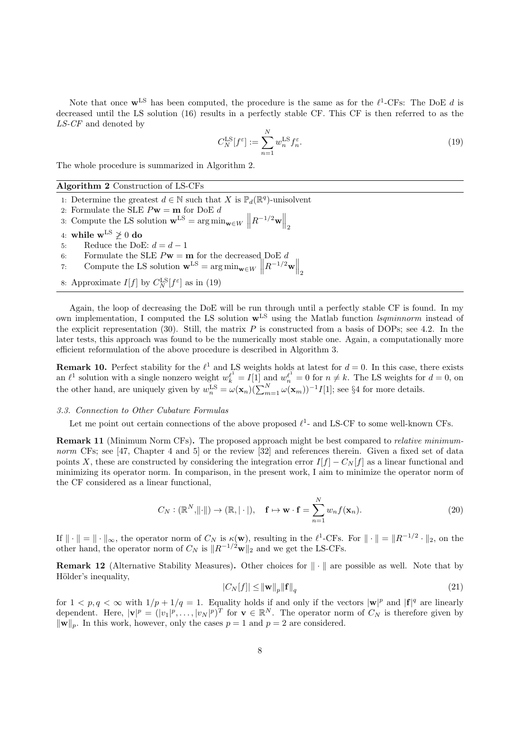Note that once $\mathbf{w}^{\mathrm{LS}}$ has been computed, the procedure is the same as for the $\ell^1$-CFs: The DoE $d$ is decreased until the LS solution (16) results in a perfectly stable CF. This CF is then referred to as the *LS-CF* and denoted by

$$C_N^{\mathrm{LS}}[f^\varepsilon] := \sum_{n=1}^N w_n^{\mathrm{LS}} f_n^\varepsilon. \tag{19}$$

The whole procedure is summarized in Algorithm 2.

**Algorithm 2** Construction of LS-CFs

1: Determine the greatest $d \in \mathbb{N}$ such that $X$ is $\mathbb{P}_d(\mathbb{R}^q)$-unisolvent
2: Formulate the SLE $P\mathbf{w} = \mathbf{m}$ for DoE $d$
3: Compute the LS solution $\mathbf{w}^{\mathrm{LS}} = \arg\min_{\mathbf{w} \in W} \left\| R^{-1/2}\mathbf{w} \right\|_2$
4: **while** $\mathbf{w}^{\mathrm{LS}} \not\geq 0$ **do**
5: Reduce the DoE: $d = d - 1$
6: Formulate the SLE $P\mathbf{w} = \mathbf{m}$ for the decreased DoE $d$
7: Compute the LS solution $\mathbf{w}^{\mathrm{LS}} = \arg\min_{\mathbf{w} \in W} \left\| R^{-1/2}\mathbf{w} \right\|_2$
8: Approximate $I[f]$ by $C_N^{\mathrm{LS}}[f^\varepsilon]$ as in (19)

Again, the loop of decreasing the DoE will be run through until a perfectly stable CF is found. In my own implementation, I computed the LS solution $\mathbf{w}^{\mathrm{LS}}$ using the Matlab function *lsqminnorm* instead of the explicit representation (30). Still, the matrix $P$ is constructed from a basis of DOPs; see 4.2. In the later tests, this approach was found to be the numerically most stable one. Again, a computationally more efficient reformulation of the above procedure is described in Algorithm 3.

**Remark 10.** Perfect stability for the $\ell^1$ and LS weights holds at latest for $d = 0$. In this case, there exists an $\ell^1$ solution with a single nonzero weight $w_k^{\ell^1} = I[1]$ and $w_n^{\ell^1} = 0$ for $n \neq k$. The LS weights for $d = 0$, on the other hand, are uniquely given by $w_n^{\mathrm{LS}} = \omega(\mathbf{x}_n)(\sum_{m=1}^N \omega(\mathbf{x}_m))^{-1} I[1]$; see §4 for more details.

### 3.3. Connection to Other Cubature Formulas

Let me point out certain connections of the above proposed $\ell^1$- and LS-CF to some well-known CFs.

**Remark 11** (Minimum Norm CFs)**.** The proposed approach might be best compared to *relative minimum-norm* CFs; see [47, Chapter 4 and 5] or the review [32] and references therein. Given a fixed set of data points $X$, these are constructed by considering the integration error $I[f] - C_N[f]$ as a linear functional and minimizing its operator norm. In comparison, in the present work, I aim to minimize the operator norm of the CF considered as a linear functional,

$$C_N : (\mathbb{R}^N, \|\cdot\|) \to (\mathbb{R}, |\cdot|), \quad \mathbf{f} \mapsto \mathbf{w} \cdot \mathbf{f} = \sum_{n=1}^N w_n f(\mathbf{x}_n). \tag{20}$$

If $\|\cdot\| = \|\cdot\|_\infty$, the operator norm of $C_N$ is $\kappa(\mathbf{w})$, resulting in the $\ell^1$-CFs. For $\|\cdot\| = \|R^{-1/2} \cdot\|_2$, on the other hand, the operator norm of $C_N$ is $\|R^{-1/2}\mathbf{w}\|_2$ and we get the LS-CFs.

**Remark 12** (Alternative Stability Measures)**.** Other choices for $\|\cdot\|$ are possible as well. Note that by Hölder's inequality,

$$|C_N[f]| \leq \|\mathbf{w}\|_p \|\mathbf{f}\|_q \tag{21}$$

for $1 < p, q < \infty$ with $1/p + 1/q = 1$. Equality holds if and only if the vectors $|\mathbf{w}|^p$ and $|\mathbf{f}|^q$ are linearly dependent. Here, $|\mathbf{v}|^p = (|v_1|^p, \dots, |v_N|^p)^T$ for $\mathbf{v} \in \mathbb{R}^N$. The operator norm of $C_N$ is therefore given by $\|\mathbf{w}\|_p$. In this work, however, only the cases $p = 1$ and $p = 2$ are considered.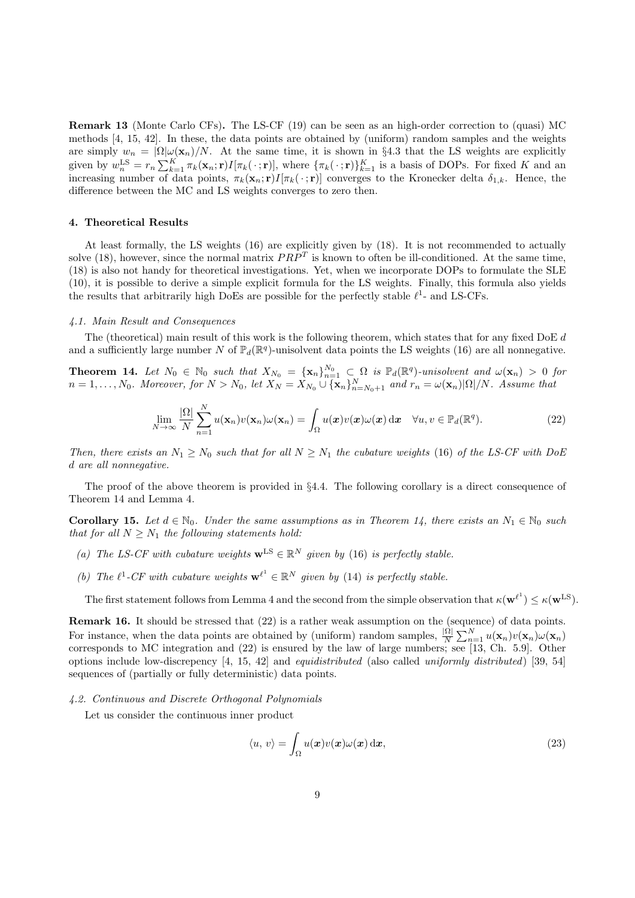**Remark 13** (Monte Carlo CFs)**.** The LS-CF (19) can be seen as an high-order correction to (quasi) MC methods [4, 15, 42]. In these, the data points are obtained by (uniform) random samples and the weights are simply $w_n = |\Omega|\omega(\mathbf{x}_n)/N$. At the same time, it is shown in §4.3 that the LS weights are explicitly given by $w_n^{\text{LS}} = r_n \sum_{k=1}^K \pi_k(\mathbf{x}_n;\mathbf{r}) I[\pi_k(\,\cdot\,;\mathbf{r})]$, where $\{\pi_k(\,\cdot\,;\mathbf{r})\}_{k=1}^K$ is a basis of DOPs. For fixed $K$ and an increasing number of data points, $\pi_k(\mathbf{x}_n;\mathbf{r}) I[\pi_k(\,\cdot\,;\mathbf{r})]$ converges to the Kronecker delta $\delta_{1,k}$. Hence, the difference between the MC and LS weights converges to zero then.

## 4. Theoretical Results

At least formally, the LS weights (16) are explicitly given by (18). It is not recommended to actually solve (18), however, since the normal matrix $PRP^T$ is known to often be ill-conditioned. At the same time, (18) is also not handy for theoretical investigations. Yet, when we incorporate DOPs to formulate the SLE (10), it is possible to derive a simple explicit formula for the LS weights. Finally, this formula also yields the results that arbitrarily high DoEs are possible for the perfectly stable $\ell^1$- and LS-CFs.

### 4.1. Main Result and Consequences

The (theoretical) main result of this work is the following theorem, which states that for any fixed DoE $d$ and a sufficiently large number $N$ of $\mathbb{P}_d(\mathbb{R}^q)$-unisolvent data points the LS weights (16) are all nonnegative.

**Theorem 14.** *Let $N_0 \in \mathbb{N}_0$ such that $X_{N_0} = \{\mathbf{x}_n\}_{n=1}^{N_0} \subset \Omega$ is $\mathbb{P}_d(\mathbb{R}^q)$-unisolvent and $\omega(\mathbf{x}_n) > 0$ for $n = 1, \dots, N_0$. Moreover, for $N > N_0$, let $X_N = X_{N_0} \cup \{\mathbf{x}_n\}_{n=N_0+1}^N$ and $r_n = \omega(\mathbf{x}_n)|\Omega|/N$. Assume that*

$$
\lim_{N \to \infty} \frac{|\Omega|}{N} \sum_{n=1}^N u(\mathbf{x}_n) v(\mathbf{x}_n) \omega(\mathbf{x}_n) = \int_\Omega u(\boldsymbol{x}) v(\boldsymbol{x}) \omega(\boldsymbol{x}) \, \mathrm{d}\boldsymbol{x} \quad \forall u, v \in \mathbb{P}_d(\mathbb{R}^q). \tag{22}
$$

*Then, there exists an $N_1 \geq N_0$ such that for all $N \geq N_1$ the cubature weights (16) of the LS-CF with DoE $d$ are all nonnegative.*

The proof of the above theorem is provided in §4.4. The following corollary is a direct consequence of Theorem 14 and Lemma 4.

**Corollary 15.** *Let $d \in \mathbb{N}_0$. Under the same assumptions as in Theorem 14, there exists an $N_1 \in \mathbb{N}_0$ such that for all $N \geq N_1$ the following statements hold:*

*(a) The LS-CF with cubature weights $\mathbf{w}^{\text{LS}} \in \mathbb{R}^N$ given by (16) is perfectly stable.*

*(b) The $\ell^1$-CF with cubature weights $\mathbf{w}^{\ell^1} \in \mathbb{R}^N$ given by (14) is perfectly stable.*

The first statement follows from Lemma 4 and the second from the simple observation that $\kappa(\mathbf{w}^{\ell^1}) \leq \kappa(\mathbf{w}^{\text{LS}})$.

**Remark 16.** It should be stressed that (22) is a rather weak assumption on the (sequence) of data points. For instance, when the data points are obtained by (uniform) random samples, $\frac{|\Omega|}{N} \sum_{n=1}^N u(\mathbf{x}_n) v(\mathbf{x}_n) \omega(\mathbf{x}_n)$ corresponds to MC integration and (22) is ensured by the law of large numbers; see [13, Ch. 5.9]. Other options include low-discrepency [4, 15, 42] and *equidistributed* (also called *uniformly distributed*) [39, 54] sequences of (partially or fully deterministic) data points.

### 4.2. Continuous and Discrete Orthogonal Polynomials

Let us consider the continuous inner product

$$
\langle u, v \rangle = \int_\Omega u(\boldsymbol{x}) v(\boldsymbol{x}) \omega(\boldsymbol{x}) \, \mathrm{d}\boldsymbol{x}, \tag{23}
$$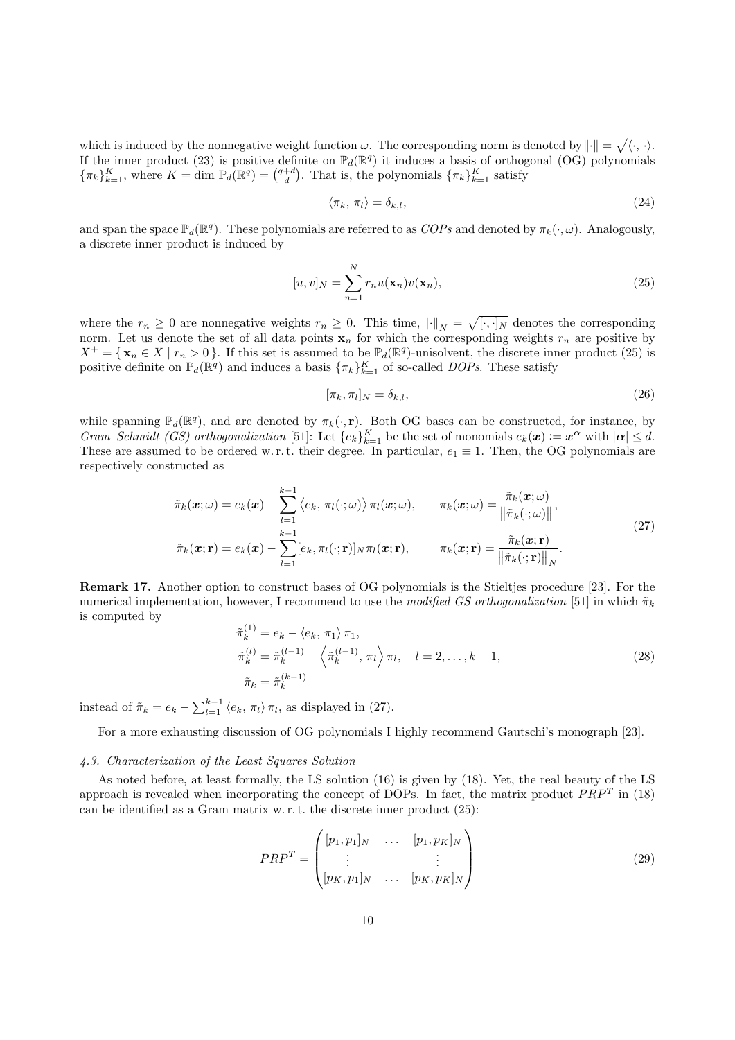which is induced by the nonnegative weight function $\omega$. The corresponding norm is denoted by $\|\cdot\| = \sqrt{\langle \cdot, \cdot \rangle}$. If the inner product (23) is positive definite on $\mathbb{P}_d(\mathbb{R}^q)$ it induces a basis of orthogonal (OG) polynomials $\{\pi_k\}_{k=1}^K$, where $K = \dim \mathbb{P}_d(\mathbb{R}^q) = \binom{q+d}{d}$. That is, the polynomials $\{\pi_k\}_{k=1}^K$ satisfy

$$
\langle \pi_k, \pi_l \rangle = \delta_{k,l}, \tag{24}
$$

and span the space $\mathbb{P}_d(\mathbb{R}^q)$. These polynomials are referred to as *COPs* and denoted by $\pi_k(\cdot, \omega)$. Analogously, a discrete inner product is induced by

$$
[u, v]_N = \sum_{n=1}^{N} r_n u(\mathbf{x}_n) v(\mathbf{x}_n), \tag{25}
$$

where the $r_n \geq 0$ are nonnegative weights $r_n \geq 0$. This time, $\|\cdot\|_N = \sqrt{[\cdot, \cdot]_N}$ denotes the corresponding norm. Let us denote the set of all data points $\mathbf{x}_n$ for which the corresponding weights $r_n$ are positive by $X^+ = \{ \mathbf{x}_n \in X \mid r_n > 0 \}$. If this set is assumed to be $\mathbb{P}_d(\mathbb{R}^q)$-unisolvent, the discrete inner product (25) is positive definite on $\mathbb{P}_d(\mathbb{R}^q)$ and induces a basis $\{\pi_k\}_{k=1}^K$ of so-called *DOPs*. These satisfy

$$
[\pi_k, \pi_l]_N = \delta_{k,l}, \tag{26}
$$

while spanning $\mathbb{P}_d(\mathbb{R}^q)$, and are denoted by $\pi_k(\cdot, \mathbf{r})$. Both OG bases can be constructed, for instance, by *Gram–Schmidt (GS) orthogonalization* [51]: Let $\{e_k\}_{k=1}^K$ be the set of monomials $e_k(\boldsymbol{x}) := \boldsymbol{x}^{\boldsymbol{\alpha}}$ with $|\boldsymbol{\alpha}| \leq d$. These are assumed to be ordered w. r. t. their degree. In particular, $e_1 \equiv 1$. Then, the OG polynomials are respectively constructed as

$$
\begin{aligned}
\tilde{\pi}_k(\boldsymbol{x}; \omega) &= e_k(\boldsymbol{x}) - \sum_{l=1}^{k-1} \left\langle e_k, \pi_l(\cdot; \omega) \right\rangle \pi_l(\boldsymbol{x}; \omega), \qquad \pi_k(\boldsymbol{x}; \omega) = \frac{\tilde{\pi}_k(\boldsymbol{x}; \omega)}{\|\tilde{\pi}_k(\cdot; \omega)\|}, \\
\tilde{\pi}_k(\boldsymbol{x}; \mathbf{r}) &= e_k(\boldsymbol{x}) - \sum_{l=1}^{k-1} [e_k, \pi_l(\cdot; \mathbf{r})]_N \pi_l(\boldsymbol{x}; \mathbf{r}), \qquad \pi_k(\boldsymbol{x}; \mathbf{r}) = \frac{\tilde{\pi}_k(\boldsymbol{x}; \mathbf{r})}{\|\tilde{\pi}_k(\cdot; \mathbf{r})\|_N}.
\end{aligned} \tag{27}
$$

**Remark 17.** Another option to construct bases of OG polynomials is the Stieltjes procedure [23]. For the numerical implementation, however, I recommend to use the *modified GS orthogonalization* [51] in which $\tilde{\pi}_k$ is computed by

$$
\begin{aligned}
\tilde{\pi}_k^{(1)} &= e_k - \langle e_k, \pi_1 \rangle \pi_1, \\
\tilde{\pi}_k^{(l)} &= \tilde{\pi}_k^{(l-1)} - \left\langle \tilde{\pi}_k^{(l-1)}, \pi_l \right\rangle \pi_l, \quad l = 2, \ldots, k-1, \\
\tilde{\pi}_k &= \tilde{\pi}_k^{(k-1)}
\end{aligned} \tag{28}
$$

instead of $\tilde{\pi}_k = e_k - \sum_{l=1}^{k-1} \langle e_k, \pi_l \rangle \pi_l$, as displayed in (27).

For a more exhausting discussion of OG polynomials I highly recommend Gautschi's monograph [23].

#### *4.3. Characterization of the Least Squares Solution*

As noted before, at least formally, the LS solution (16) is given by (18). Yet, the real beauty of the LS approach is revealed when incorporating the concept of DOPs. In fact, the matrix product $PRP^T$ in (18) can be identified as a Gram matrix w. r. t. the discrete inner product (25):

$$
PRP^T = \begin{pmatrix} [p_1, p_1]_N & \ldots & [p_1, p_K]_N \\ \vdots & & \vdots \\ [p_K, p_1]_N & \ldots & [p_K, p_K]_N \end{pmatrix} \tag{29}
$$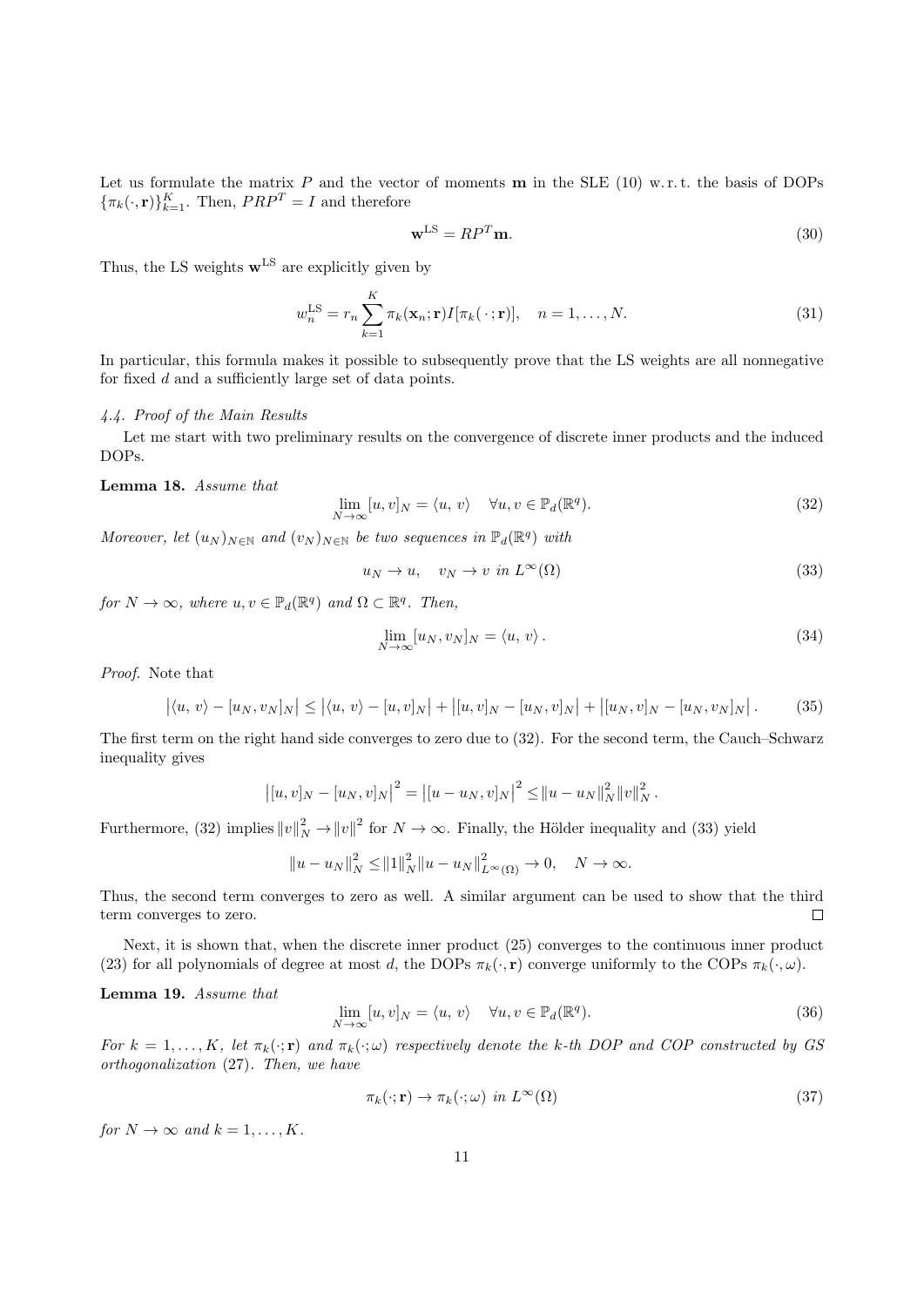Let us formulate the matrix $P$ and the vector of moments $\mathbf{m}$ in the SLE (10) w. r. t. the basis of DOPs $\{\pi_k(\cdot, \mathbf{r})\}_{k=1}^K$. Then, $PRP^T = I$ and therefore

$$\mathbf{w}^{\mathrm{LS}} = RP^T \mathbf{m}. \tag{30}$$

Thus, the LS weights $\mathbf{w}^{\mathrm{LS}}$ are explicitly given by

$$w_n^{\mathrm{LS}} = r_n \sum_{k=1}^{K} \pi_k(\mathbf{x}_n; \mathbf{r}) I[\pi_k(\,\cdot\,; \mathbf{r})], \quad n = 1, \dots, N. \tag{31}$$

In particular, this formula makes it possible to subsequently prove that the LS weights are all nonnegative for fixed $d$ and a sufficiently large set of data points.

#### 4.4. Proof of the Main Results

Let me start with two preliminary results on the convergence of discrete inner products and the induced DOPs.

**Lemma 18.** *Assume that*

$$\lim_{N \to \infty} [u, v]_N = \langle u,\, v \rangle \quad \forall u, v \in \mathbb{P}_d(\mathbb{R}^q). \tag{32}$$

*Moreover, let $(u_N)_{N \in \mathbb{N}}$ and $(v_N)_{N \in \mathbb{N}}$ be two sequences in $\mathbb{P}_d(\mathbb{R}^q)$ with*

$$u_N \to u, \quad v_N \to v \text{ in } L^\infty(\Omega) \tag{33}$$

*for $N \to \infty$, where $u, v \in \mathbb{P}_d(\mathbb{R}^q)$ and $\Omega \subset \mathbb{R}^q$. Then,*

$$\lim_{N \to \infty} [u_N, v_N]_N = \langle u,\, v \rangle\,. \tag{34}$$

*Proof.* Note that

$$\left| \langle u,\, v \rangle - [u_N, v_N]_N \right| \leq \left| \langle u,\, v \rangle - [u, v]_N \right| + \left| [u, v]_N - [u_N, v]_N \right| + \left| [u_N, v]_N - [u_N, v_N]_N \right|. \tag{35}$$

The first term on the right hand side converges to zero due to (32). For the second term, the Cauch–Schwarz inequality gives

$$\left| [u, v]_N - [u_N, v]_N \right|^2 = \left| [u - u_N, v]_N \right|^2 \leq \|u - u_N\|_N^2 \|v\|_N^2\,.$$

Furthermore, (32) implies $\|v\|_N^2 \to \|v\|^2$ for $N \to \infty$. Finally, the Hölder inequality and (33) yield

$$\|u - u_N\|_N^2 \leq \|1\|_N^2 \|u - u_N\|_{L^\infty(\Omega)}^2 \to 0, \quad N \to \infty.$$

Thus, the second term converges to zero as well. A similar argument can be used to show that the third term converges to zero. $\square$

Next, it is shown that, when the discrete inner product (25) converges to the continuous inner product (23) for all polynomials of degree at most $d$, the DOPs $\pi_k(\cdot, \mathbf{r})$ converge uniformly to the COPs $\pi_k(\cdot, \omega)$.

**Lemma 19.** *Assume that*

$$\lim_{N \to \infty} [u, v]_N = \langle u,\, v \rangle \quad \forall u, v \in \mathbb{P}_d(\mathbb{R}^q). \tag{36}$$

*For $k = 1, \dots, K$, let $\pi_k(\cdot; \mathbf{r})$ and $\pi_k(\cdot; \omega)$ respectively denote the $k$-th DOP and COP constructed by GS orthogonalization (27). Then, we have*

$$\pi_k(\cdot; \mathbf{r}) \to \pi_k(\cdot; \omega) \text{ in } L^\infty(\Omega) \tag{37}$$

*for $N \to \infty$ and $k = 1, \dots, K$.*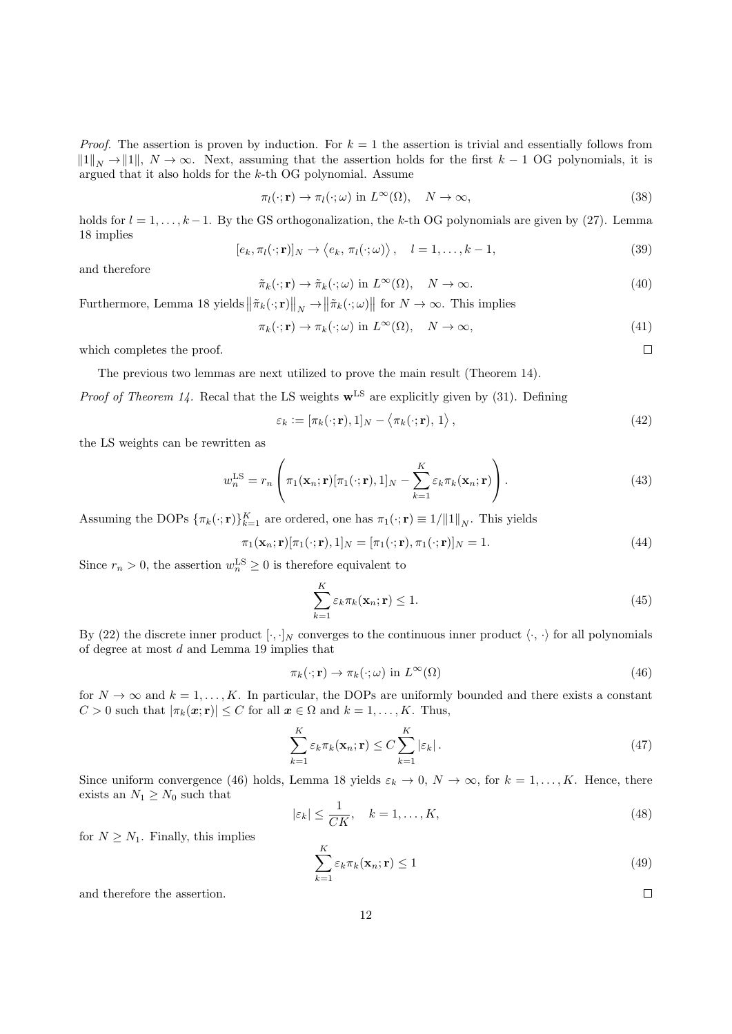*Proof.* The assertion is proven by induction. For $k = 1$ the assertion is trivial and essentially follows from $\|1\|_N \to \|1\|$, $N \to \infty$. Next, assuming that the assertion holds for the first $k-1$ OG polynomials, it is argued that it also holds for the $k$-th OG polynomial. Assume

$$\pi_l(\cdot; \mathbf{r}) \to \pi_l(\cdot; \omega) \text{ in } L^\infty(\Omega), \quad N \to \infty, \tag{38}$$

holds for $l = 1, \ldots, k-1$. By the GS orthogonalization, the $k$-th OG polynomials are given by (27). Lemma 18 implies

$$[e_k, \pi_l(\cdot; \mathbf{r})]_N \to \langle e_k, \pi_l(\cdot; \omega) \rangle, \quad l = 1, \ldots, k-1, \tag{39}$$

and therefore

$$\tilde{\pi}_k(\cdot; \mathbf{r}) \to \tilde{\pi}_k(\cdot; \omega) \text{ in } L^\infty(\Omega), \quad N \to \infty. \tag{40}$$

Furthermore, Lemma 18 yields $\|\tilde{\pi}_k(\cdot; \mathbf{r})\|_N \to \|\tilde{\pi}_k(\cdot; \omega)\|$ for $N \to \infty$. This implies

$$\pi_k(\cdot; \mathbf{r}) \to \pi_k(\cdot; \omega) \text{ in } L^\infty(\Omega), \quad N \to \infty, \tag{41}$$

which completes the proof. $\square$

The previous two lemmas are next utilized to prove the main result (Theorem 14).

*Proof of Theorem 14.* Recal that the LS weights $\mathbf{w}^{\text{LS}}$ are explicitly given by (31). Defining

$$\varepsilon_k := [\pi_k(\cdot; \mathbf{r}), 1]_N - \langle \pi_k(\cdot; \mathbf{r}), 1 \rangle, \tag{42}$$

the LS weights can be rewritten as

$$w_n^{\text{LS}} = r_n \left( \pi_1(\mathbf{x}_n; \mathbf{r})[\pi_1(\cdot; \mathbf{r}), 1]_N - \sum_{k=1}^{K} \varepsilon_k \pi_k(\mathbf{x}_n; \mathbf{r}) \right). \tag{43}$$

Assuming the DOPs $\{\pi_k(\cdot; \mathbf{r})\}_{k=1}^K$ are ordered, one has $\pi_1(\cdot; \mathbf{r}) \equiv 1/\|1\|_N$. This yields

$$\pi_1(\mathbf{x}_n; \mathbf{r})[\pi_1(\cdot; \mathbf{r}), 1]_N = [\pi_1(\cdot; \mathbf{r}), \pi_1(\cdot; \mathbf{r})]_N = 1. \tag{44}$$

Since $r_n > 0$, the assertion $w_n^{\text{LS}} \geq 0$ is therefore equivalent to

$$\sum_{k=1}^{K} \varepsilon_k \pi_k(\mathbf{x}_n; \mathbf{r}) \leq 1. \tag{45}$$

By (22) the discrete inner product $[\cdot, \cdot]_N$ converges to the continuous inner product $\langle \cdot, \cdot \rangle$ for all polynomials of degree at most $d$ and Lemma 19 implies that

$$\pi_k(\cdot; \mathbf{r}) \to \pi_k(\cdot; \omega) \text{ in } L^\infty(\Omega) \tag{46}$$

for $N \to \infty$ and $k = 1, \ldots, K$. In particular, the DOPs are uniformly bounded and there exists a constant $C > 0$ such that $|\pi_k(\boldsymbol{x}; \mathbf{r})| \leq C$ for all $\boldsymbol{x} \in \Omega$ and $k = 1, \ldots, K$. Thus,

$$\sum_{k=1}^{K} \varepsilon_k \pi_k(\mathbf{x}_n; \mathbf{r}) \leq C \sum_{k=1}^{K} |\varepsilon_k|. \tag{47}$$

Since uniform convergence (46) holds, Lemma 18 yields $\varepsilon_k \to 0$, $N \to \infty$, for $k = 1, \ldots, K$. Hence, there exists an $N_1 \geq N_0$ such that

$$|\varepsilon_k| \leq \frac{1}{CK}, \quad k = 1, \ldots, K, \tag{48}$$

for $N \geq N_1$. Finally, this implies

$$\sum_{k=1}^{K} \varepsilon_k \pi_k(\mathbf{x}_n; \mathbf{r}) \leq 1 \tag{49}$$

and therefore the assertion. $\square$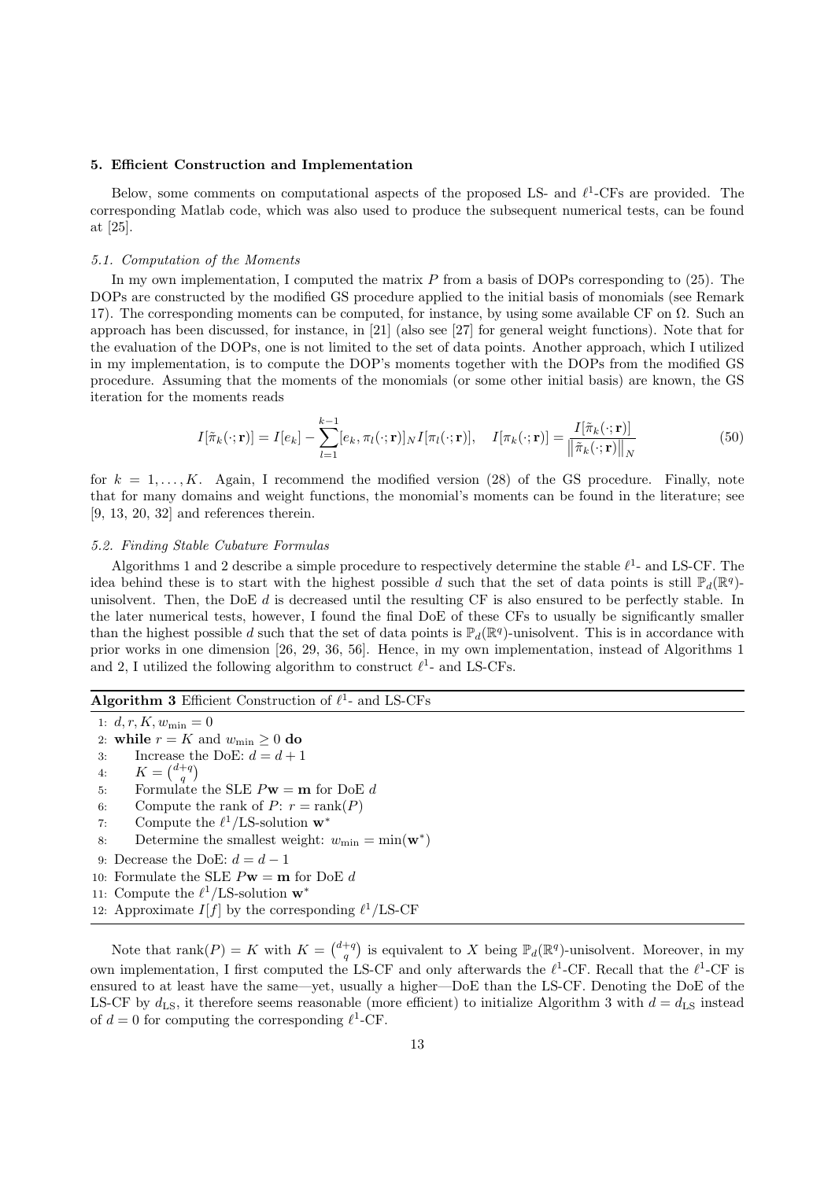### 5. Efficient Construction and Implementation

Below, some comments on computational aspects of the proposed LS- and $\ell^1$-CFs are provided. The corresponding Matlab code, which was also used to produce the subsequent numerical tests, can be found at [25].

#### 5.1. Computation of the Moments

In my own implementation, I computed the matrix $P$ from a basis of DOPs corresponding to (25). The DOPs are constructed by the modified GS procedure applied to the initial basis of monomials (see Remark 17). The corresponding moments can be computed, for instance, by using some available CF on $\Omega$. Such an approach has been discussed, for instance, in [21] (also see [27] for general weight functions). Note that for the evaluation of the DOPs, one is not limited to the set of data points. Another approach, which I utilized in my implementation, is to compute the DOP's moments together with the DOPs from the modified GS procedure. Assuming that the moments of the monomials (or some other initial basis) are known, the GS iteration for the moments reads

$$I[\tilde{\pi}_k(\cdot;\mathbf{r})] = I[e_k] - \sum_{l=1}^{k-1} [e_k, \pi_l(\cdot;\mathbf{r})]_N I[\pi_l(\cdot;\mathbf{r})], \quad I[\pi_k(\cdot;\mathbf{r})] = \frac{I[\tilde{\pi}_k(\cdot;\mathbf{r})]}{\left\|\tilde{\pi}_k(\cdot;\mathbf{r})\right\|_N} \tag{50}$$

for $k = 1, \dots, K$. Again, I recommend the modified version (28) of the GS procedure. Finally, note that for many domains and weight functions, the monomial's moments can be found in the literature; see [9, 13, 20, 32] and references therein.

#### 5.2. Finding Stable Cubature Formulas

Algorithms 1 and 2 describe a simple procedure to respectively determine the stable $\ell^1$- and LS-CF. The idea behind these is to start with the highest possible $d$ such that the set of data points is still $\mathbb{P}_d(\mathbb{R}^q)$-unisolvent. Then, the DoE $d$ is decreased until the resulting CF is also ensured to be perfectly stable. In the later numerical tests, however, I found the final DoE of these CFs to usually be significantly smaller than the highest possible $d$ such that the set of data points is $\mathbb{P}_d(\mathbb{R}^q)$-unisolvent. This is in accordance with prior works in one dimension [26, 29, 36, 56]. Hence, in my own implementation, instead of Algorithms 1 and 2, I utilized the following algorithm to construct $\ell^1$- and LS-CFs.

**Algorithm 3** Efficient Construction of $\ell^1$- and LS-CFs

1: $d, r, K, w_{\min} = 0$
2: **while** $r = K$ and $w_{\min} \geq 0$ **do**
3: Increase the DoE: $d = d + 1$
4: $K = \binom{d+q}{q}$
5: Formulate the SLE $P\mathbf{w} = \mathbf{m}$ for DoE $d$
6: Compute the rank of $P$: $r = \operatorname{rank}(P)$
7: Compute the $\ell^1$/LS-solution $\mathbf{w}^*$
8: Determine the smallest weight: $w_{\min} = \min(\mathbf{w}^*)$
9: Decrease the DoE: $d = d - 1$
10: Formulate the SLE $P\mathbf{w} = \mathbf{m}$ for DoE $d$
11: Compute the $\ell^1$/LS-solution $\mathbf{w}^*$
12: Approximate $I[f]$ by the corresponding $\ell^1$/LS-CF

Note that $\operatorname{rank}(P) = K$ with $K = \binom{d+q}{q}$ is equivalent to $X$ being $\mathbb{P}_d(\mathbb{R}^q)$-unisolvent. Moreover, in my own implementation, I first computed the LS-CF and only afterwards the $\ell^1$-CF. Recall that the $\ell^1$-CF is ensured to at least have the same—yet, usually a higher—DoE than the LS-CF. Denoting the DoE of the LS-CF by $d_{\text{LS}}$, it therefore seems reasonable (more efficient) to initialize Algorithm 3 with $d = d_{\text{LS}}$ instead of $d = 0$ for computing the corresponding $\ell^1$-CF.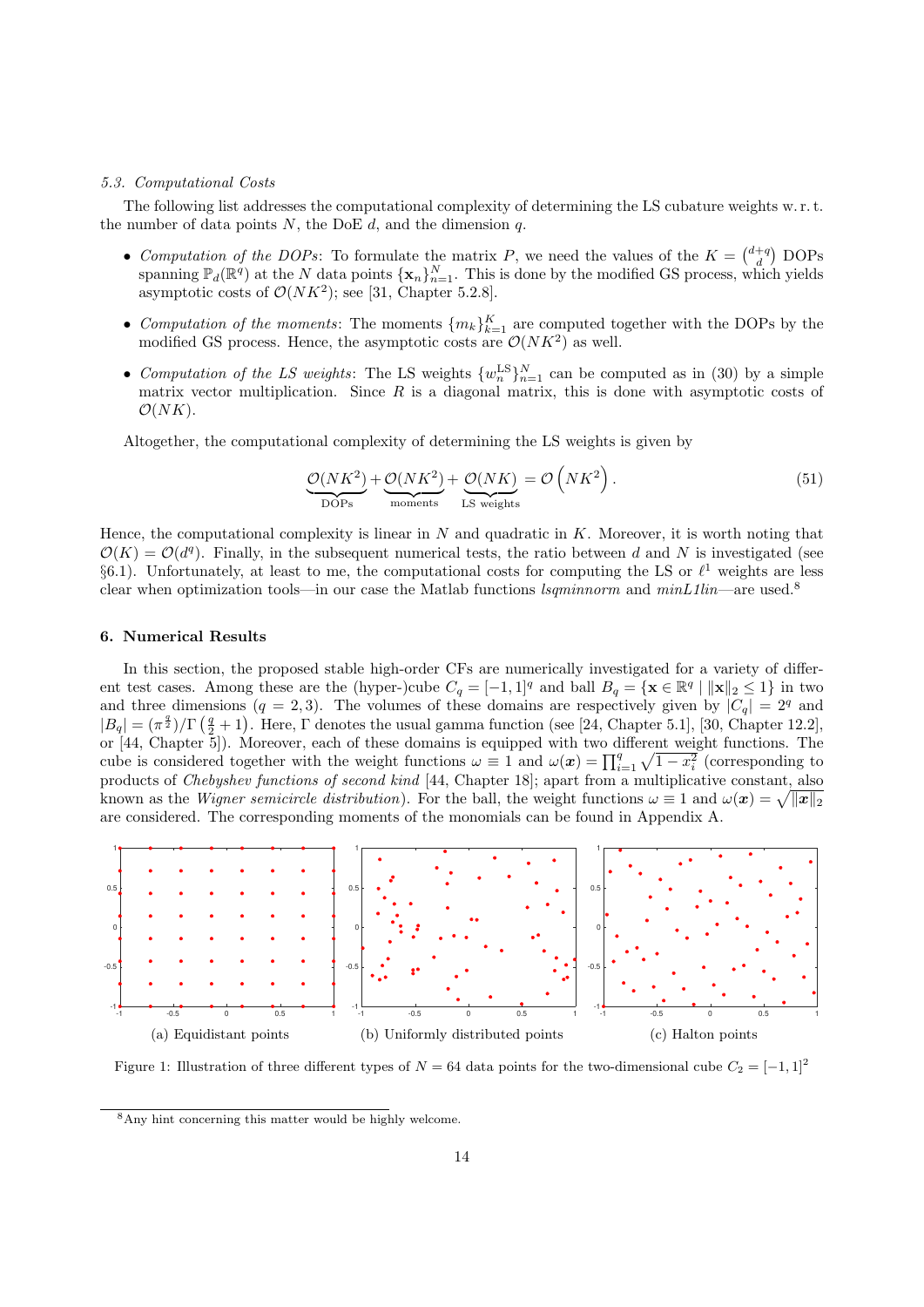### 5.3. Computational Costs

The following list addresses the computational complexity of determining the LS cubature weights w. r. t. the number of data points $N$, the DoE $d$, and the dimension $q$.

- *Computation of the DOPs*: To formulate the matrix $P$, we need the values of the $K = \binom{d+q}{d}$ DOPs spanning $\mathbb{P}_d(\mathbb{R}^q)$ at the $N$ data points $\{\mathbf{x}_n\}_{n=1}^N$. This is done by the modified GS process, which yields asymptotic costs of $\mathcal{O}(NK^2)$; see [31, Chapter 5.2.8].
- *Computation of the moments*: The moments $\{m_k\}_{k=1}^K$ are computed together with the DOPs by the modified GS process. Hence, the asymptotic costs are $\mathcal{O}(NK^2)$ as well.
- *Computation of the LS weights*: The LS weights $\{w_n^{\text{LS}}\}_{n=1}^N$ can be computed as in (30) by a simple matrix vector multiplication. Since $R$ is a diagonal matrix, this is done with asymptotic costs of $\mathcal{O}(NK)$.

Altogether, the computational complexity of determining the LS weights is given by

$$\underbrace{\mathcal{O}(NK^2)}_{\text{DOPs}} + \underbrace{\mathcal{O}(NK^2)}_{\text{moments}} + \underbrace{\mathcal{O}(NK)}_{\text{LS weights}} = \mathcal{O}\left(NK^2\right). \tag{51}$$

Hence, the computational complexity is linear in $N$ and quadratic in $K$. Moreover, it is worth noting that $\mathcal{O}(K) = \mathcal{O}(d^q)$. Finally, in the subsequent numerical tests, the ratio between $d$ and $N$ is investigated (see §6.1). Unfortunately, at least to me, the computational costs for computing the LS or $\ell^1$ weights are less clear when optimization tools—in our case the Matlab functions *lsqminnorm* and *minL1lin*—are used.[8]

## 6. Numerical Results

In this section, the proposed stable high-order CFs are numerically investigated for a variety of different test cases. Among these are the (hyper-)cube $C_q = [-1,1]^q$ and ball $B_q = \{\mathbf{x} \in \mathbb{R}^q \mid \|\mathbf{x}\|_2 \leq 1\}$ in two and three dimensions ($q = 2, 3$). The volumes of these domains are respectively given by $|C_q| = 2^q$ and $|B_q| = (\pi^{\frac{q}{2}})/\Gamma\left(\frac{q}{2}+1\right)$. Here, $\Gamma$ denotes the usual gamma function (see [24, Chapter 5.1], [30, Chapter 12.2], or [44, Chapter 5]). Moreover, each of these domains is equipped with two different weight functions. The cube is considered together with the weight functions $\omega \equiv 1$ and $\omega(\boldsymbol{x}) = \prod_{i=1}^q \sqrt{1-x_i^2}$ (corresponding to products of *Chebyshev functions of second kind* [44, Chapter 18]; apart from a multiplicative constant, also known as the *Wigner semicircle distribution*). For the ball, the weight functions $\omega \equiv 1$ and $\omega(\boldsymbol{x}) = \sqrt{\|\boldsymbol{x}\|_2}$ are considered. The corresponding moments of the monomials can be found in Appendix A.

(a) Equidistant points (b) Uniformly distributed points (c) Halton points

Figure 1: Illustration of three different types of $N = 64$ data points for the two-dimensional cube $C_2 = [-1,1]^2$

[8] Any hint concerning this matter would be highly welcome.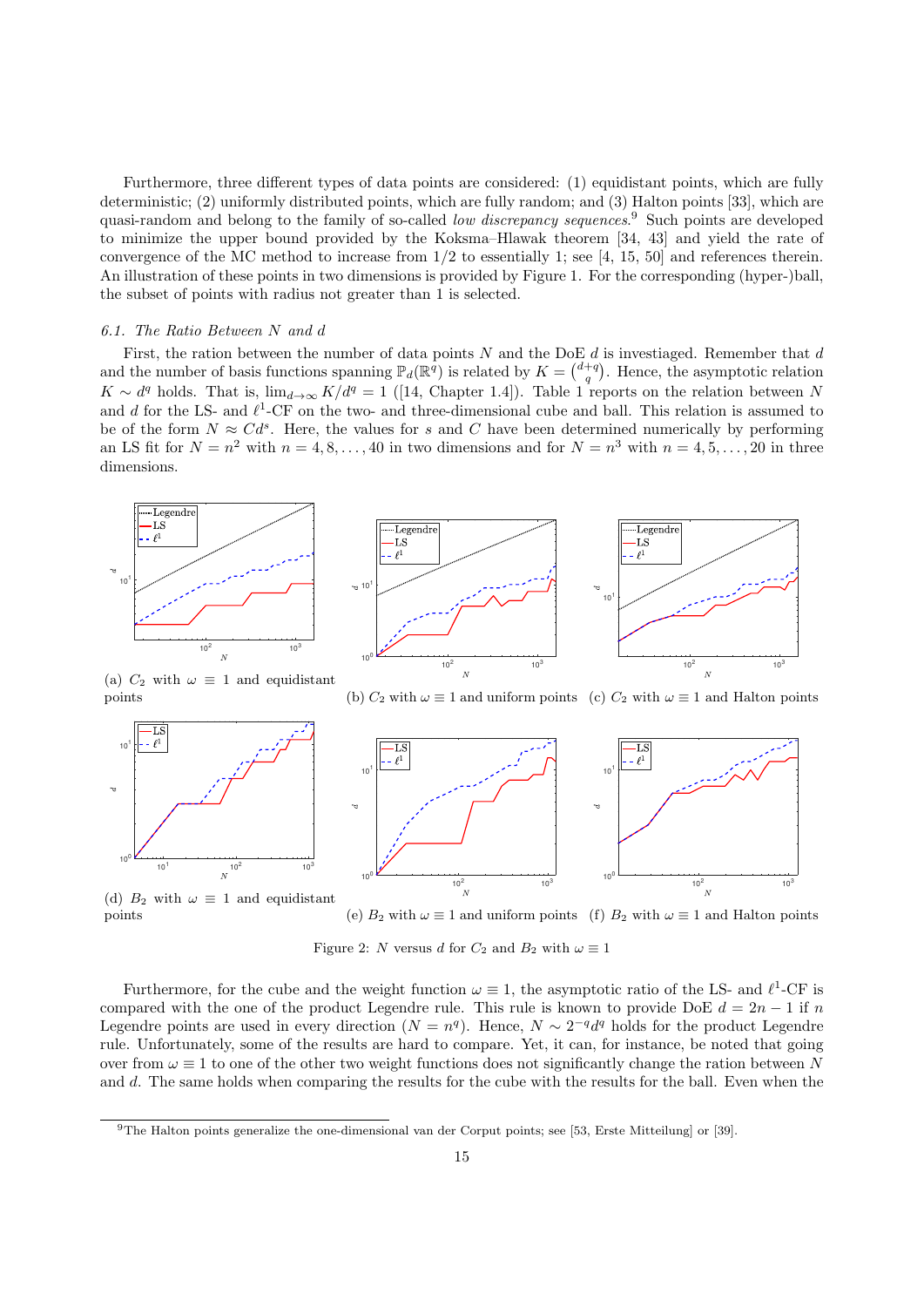Furthermore, three different types of data points are considered: (1) equidistant points, which are fully deterministic; (2) uniformly distributed points, which are fully random; and (3) Halton points [33], which are quasi-random and belong to the family of so-called *low discrepancy sequences*.[9] Such points are developed to minimize the upper bound provided by the Koksma–Hlawak theorem [34, 43] and yield the rate of convergence of the MC method to increase from 1/2 to essentially 1; see [4, 15, 50] and references therein. An illustration of these points in two dimensions is provided by Figure 1. For the corresponding (hyper-)ball, the subset of points with radius not greater than 1 is selected.

### 6.1. The Ratio Between $N$ and $d$

First, the ration between the number of data points $N$ and the DoE $d$ is investiaged. Remember that $d$ and the number of basis functions spanning $\mathbb{P}_d(\mathbb{R}^q)$ is related by $K = \binom{d+q}{q}$. Hence, the asymptotic relation $K \sim d^q$ holds. That is, $\lim_{d\to\infty} K/d^q = 1$ ([14, Chapter 1.4]). Table 1 reports on the relation between $N$ and $d$ for the LS- and $\ell^1$-CF on the two- and three-dimensional cube and ball. This relation is assumed to be of the form $N \approx Cd^s$. Here, the values for $s$ and $C$ have been determined numerically by performing an LS fit for $N = n^2$ with $n = 4, 8, \ldots, 40$ in two dimensions and for $N = n^3$ with $n = 4, 5, \ldots, 20$ in three dimensions.

(a) $C_2$ with $\omega \equiv 1$ and equidistant points

(b) $C_2$ with $\omega \equiv 1$ and uniform points

(c) $C_2$ with $\omega \equiv 1$ and Halton points

(d) $B_2$ with $\omega \equiv 1$ and equidistant points

(e) $B_2$ with $\omega \equiv 1$ and uniform points

(f) $B_2$ with $\omega \equiv 1$ and Halton points

Figure 2: $N$ versus $d$ for $C_2$ and $B_2$ with $\omega \equiv 1$

Furthermore, for the cube and the weight function $\omega \equiv 1$, the asymptotic ratio of the LS- and $\ell^1$-CF is compared with the one of the product Legendre rule. This rule is known to provide DoE $d = 2n - 1$ if $n$ Legendre points are used in every direction ($N = n^q$). Hence, $N \sim 2^{-q}d^q$ holds for the product Legendre rule. Unfortunately, some of the results are hard to compare. Yet, it can, for instance, be noted that going over from $\omega \equiv 1$ to one of the other two weight functions does not significantly change the ration between $N$ and $d$. The same holds when comparing the results for the cube with the results for the ball. Even when the

[9] The Halton points generalize the one-dimensional van der Corput points; see [53, Erste Mitteilung] or [39].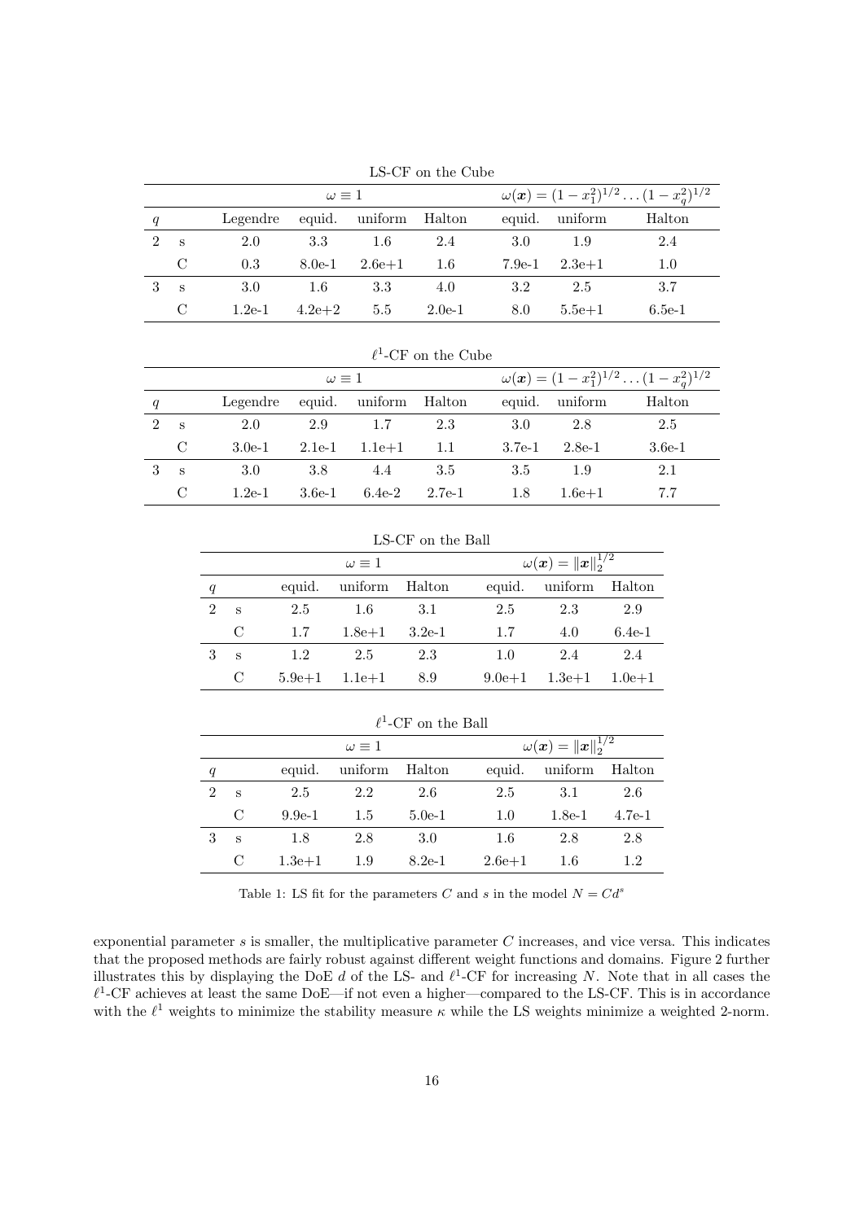LS-CF on the Cube

| | | $\omega \equiv 1$ | | | | $\omega(\boldsymbol{x}) = (1-x_1^2)^{1/2} \dots (1-x_q^2)^{1/2}$ | | |
|---|---|---|---|---|---|---|---|---|
| $q$ | | Legendre | equid. | uniform | Halton | equid. | uniform | Halton |
| 2 | s | 2.0 | 3.3 | 1.6 | 2.4 | 3.0 | 1.9 | 2.4 |
| | C | 0.3 | 8.0e-1 | 2.6e+1 | 1.6 | 7.9e-1 | 2.3e+1 | 1.0 |
| 3 | s | 3.0 | 1.6 | 3.3 | 4.0 | 3.2 | 2.5 | 3.7 |
| | C | 1.2e-1 | 4.2e+2 | 5.5 | 2.0e-1 | 8.0 | 5.5e+1 | 6.5e-1 |

$\ell^1$-CF on the Cube

| | | $\omega \equiv 1$ | | | | $\omega(\boldsymbol{x}) = (1-x_1^2)^{1/2} \dots (1-x_q^2)^{1/2}$ | | |
|---|---|---|---|---|---|---|---|---|
| $q$ | | Legendre | equid. | uniform | Halton | equid. | uniform | Halton |
| 2 | s | 2.0 | 2.9 | 1.7 | 2.3 | 3.0 | 2.8 | 2.5 |
| | C | 3.0e-1 | 2.1e-1 | 1.1e+1 | 1.1 | 3.7e-1 | 2.8e-1 | 3.6e-1 |
| 3 | s | 3.0 | 3.8 | 4.4 | 3.5 | 3.5 | 1.9 | 2.1 |
| | C | 1.2e-1 | 3.6e-1 | 6.4e-2 | 2.7e-1 | 1.8 | 1.6e+1 | 7.7 |

LS-CF on the Ball

| | | $\omega \equiv 1$ | | | $\omega(\boldsymbol{x}) = \|\boldsymbol{x}\|_2^{1/2}$ | | |
|---|---|---|---|---|---|---|---|
| $q$ | | equid. | uniform | Halton | equid. | uniform | Halton |
| 2 | s | 2.5 | 1.6 | 3.1 | 2.5 | 2.3 | 2.9 |
| | C | 1.7 | 1.8e+1 | 3.2e-1 | 1.7 | 4.0 | 6.4e-1 |
| 3 | s | 1.2 | 2.5 | 2.3 | 1.0 | 2.4 | 2.4 |
| | C | 5.9e+1 | 1.1e+1 | 8.9 | 9.0e+1 | 1.3e+1 | 1.0e+1 |

$\ell^1$-CF on the Ball

| | | $\omega \equiv 1$ | | | $\omega(\boldsymbol{x}) = \|\boldsymbol{x}\|_2^{1/2}$ | | |
|---|---|---|---|---|---|---|---|
| $q$ | | equid. | uniform | Halton | equid. | uniform | Halton |
| 2 | s | 2.5 | 2.2 | 2.6 | 2.5 | 3.1 | 2.6 |
| | C | 9.9e-1 | 1.5 | 5.0e-1 | 1.0 | 1.8e-1 | 4.7e-1 |
| 3 | s | 1.8 | 2.8 | 3.0 | 1.6 | 2.8 | 2.8 |
| | C | 1.3e+1 | 1.9 | 8.2e-1 | 2.6e+1 | 1.6 | 1.2 |

Table 1: LS fit for the parameters $C$ and $s$ in the model $N = Cd^s$

exponential parameter $s$ is smaller, the multiplicative parameter $C$ increases, and vice versa. This indicates that the proposed methods are fairly robust against different weight functions and domains. Figure 2 further illustrates this by displaying the DoE $d$ of the LS- and $\ell^1$-CF for increasing $N$. Note that in all cases the $\ell^1$-CF achieves at least the same DoE—if not even a higher—compared to the LS-CF. This is in accordance with the $\ell^1$ weights to minimize the stability measure $\kappa$ while the LS weights minimize a weighted 2-norm.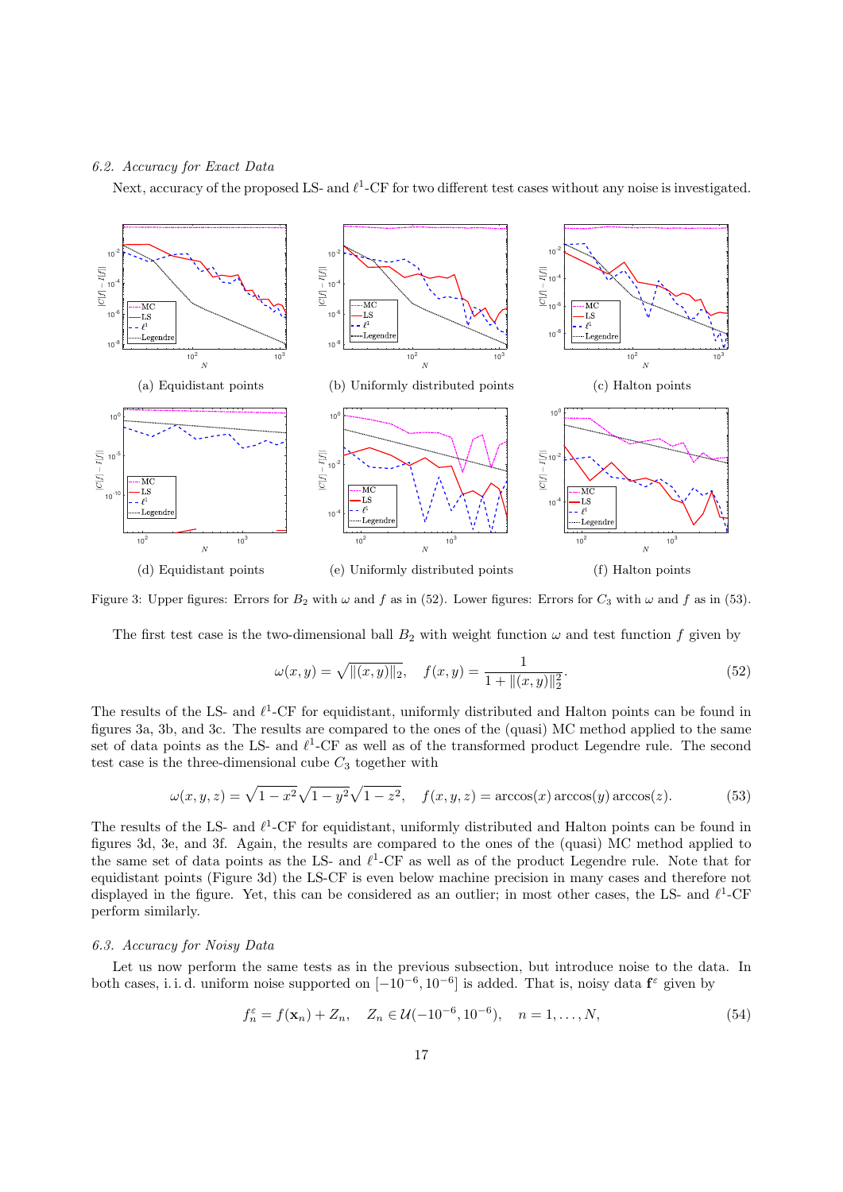### 6.2. Accuracy for Exact Data

Next, accuracy of the proposed LS- and $\ell^1$-CF for two different test cases without any noise is investigated.

(a) Equidistant points

(b) Uniformly distributed points

(c) Halton points

(d) Equidistant points

(e) Uniformly distributed points

(f) Halton points

Figure 3: Upper figures: Errors for $B_2$ with $\omega$ and $f$ as in (52). Lower figures: Errors for $C_3$ with $\omega$ and $f$ as in (53).

The first test case is the two-dimensional ball $B_2$ with weight function $\omega$ and test function $f$ given by

$$\omega(x, y) = \sqrt{\|(x, y)\|_2}, \quad f(x, y) = \frac{1}{1 + \|(x, y)\|_2^2}. \tag{52}$$

The results of the LS- and $\ell^1$-CF for equidistant, uniformly distributed and Halton points can be found in figures 3a, 3b, and 3c. The results are compared to the ones of the (quasi) MC method applied to the same set of data points as the LS- and $\ell^1$-CF as well as of the transformed product Legendre rule. The second test case is the three-dimensional cube $C_3$ together with

$$\omega(x, y, z) = \sqrt{1 - x^2}\sqrt{1 - y^2}\sqrt{1 - z^2}, \quad f(x, y, z) = \arccos(x)\arccos(y)\arccos(z). \tag{53}$$

The results of the LS- and $\ell^1$-CF for equidistant, uniformly distributed and Halton points can be found in figures 3d, 3e, and 3f. Again, the results are compared to the ones of the (quasi) MC method applied to the same set of data points as the LS- and $\ell^1$-CF as well as of the product Legendre rule. Note that for equidistant points (Figure 3d) the LS-CF is even below machine precision in many cases and therefore not displayed in the figure. Yet, this can be considered as an outlier; in most other cases, the LS- and $\ell^1$-CF perform similarly.

### 6.3. Accuracy for Noisy Data

Let us now perform the same tests as in the previous subsection, but introduce noise to the data. In both cases, i. i. d. uniform noise supported on $[-10^{-6}, 10^{-6}]$ is added. That is, noisy data $\mathbf{f}^\varepsilon$ given by

$$f_n^\varepsilon = f(\mathbf{x}_n) + Z_n, \quad Z_n \in \mathcal{U}(-10^{-6}, 10^{-6}), \quad n = 1, \dots, N, \tag{54}$$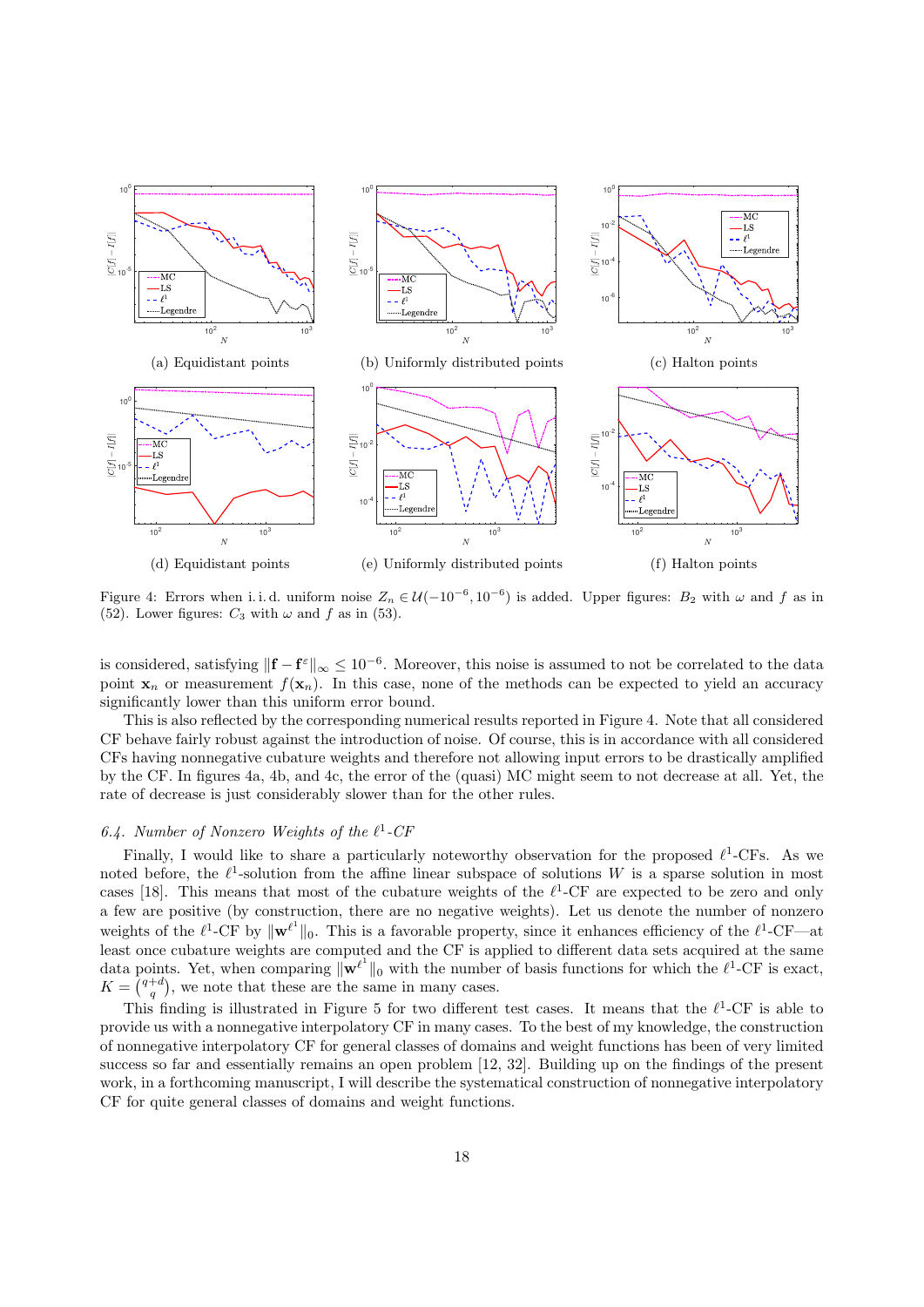(a) Equidistant points

(b) Uniformly distributed points

(c) Halton points

(d) Equidistant points

(e) Uniformly distributed points

(f) Halton points

Figure 4: Errors when i. i. d. uniform noise $Z_n \in \mathcal{U}(-10^{-6}, 10^{-6})$ is added. Upper figures: $B_2$ with $\omega$ and $f$ as in (52). Lower figures: $C_3$ with $\omega$ and $f$ as in (53).

is considered, satisfying $\|\mathbf{f} - \mathbf{f}^{\varepsilon}\|_{\infty} \leq 10^{-6}$. Moreover, this noise is assumed to not be correlated to the data point $\mathbf{x}_n$ or measurement $f(\mathbf{x}_n)$. In this case, none of the methods can be expected to yield an accuracy significantly lower than this uniform error bound.

This is also reflected by the corresponding numerical results reported in Figure 4. Note that all considered CF behave fairly robust against the introduction of noise. Of course, this is in accordance with all considered CFs having nonnegative cubature weights and therefore not allowing input errors to be drastically amplified by the CF. In figures 4a, 4b, and 4c, the error of the (quasi) MC might seem to not decrease at all. Yet, the rate of decrease is just considerably slower than for the other rules.

### 6.4. Number of Nonzero Weights of the $\ell^1$-CF

Finally, I would like to share a particularly noteworthy observation for the proposed $\ell^1$-CFs. As we noted before, the $\ell^1$-solution from the affine linear subspace of solutions $W$ is a sparse solution in most cases [18]. This means that most of the cubature weights of the $\ell^1$-CF are expected to be zero and only a few are positive (by construction, there are no negative weights). Let us denote the number of nonzero weights of the $\ell^1$-CF by $\|\mathbf{w}^{\ell^1}\|_0$. This is a favorable property, since it enhances efficiency of the $\ell^1$-CF—at least once cubature weights are computed and the CF is applied to different data sets acquired at the same data points. Yet, when comparing $\|\mathbf{w}^{\ell^1}\|_0$ with the number of basis functions for which the $\ell^1$-CF is exact, $K = \binom{q+d}{q}$, we note that these are the same in many cases.

This finding is illustrated in Figure 5 for two different test cases. It means that the $\ell^1$-CF is able to provide us with a nonnegative interpolatory CF in many cases. To the best of my knowledge, the construction of nonnegative interpolatory CF for general classes of domains and weight functions has been of very limited success so far and essentially remains an open problem [12, 32]. Building up on the findings of the present work, in a forthcoming manuscript, I will describe the systematical construction of nonnegative interpolatory CF for quite general classes of domains and weight functions.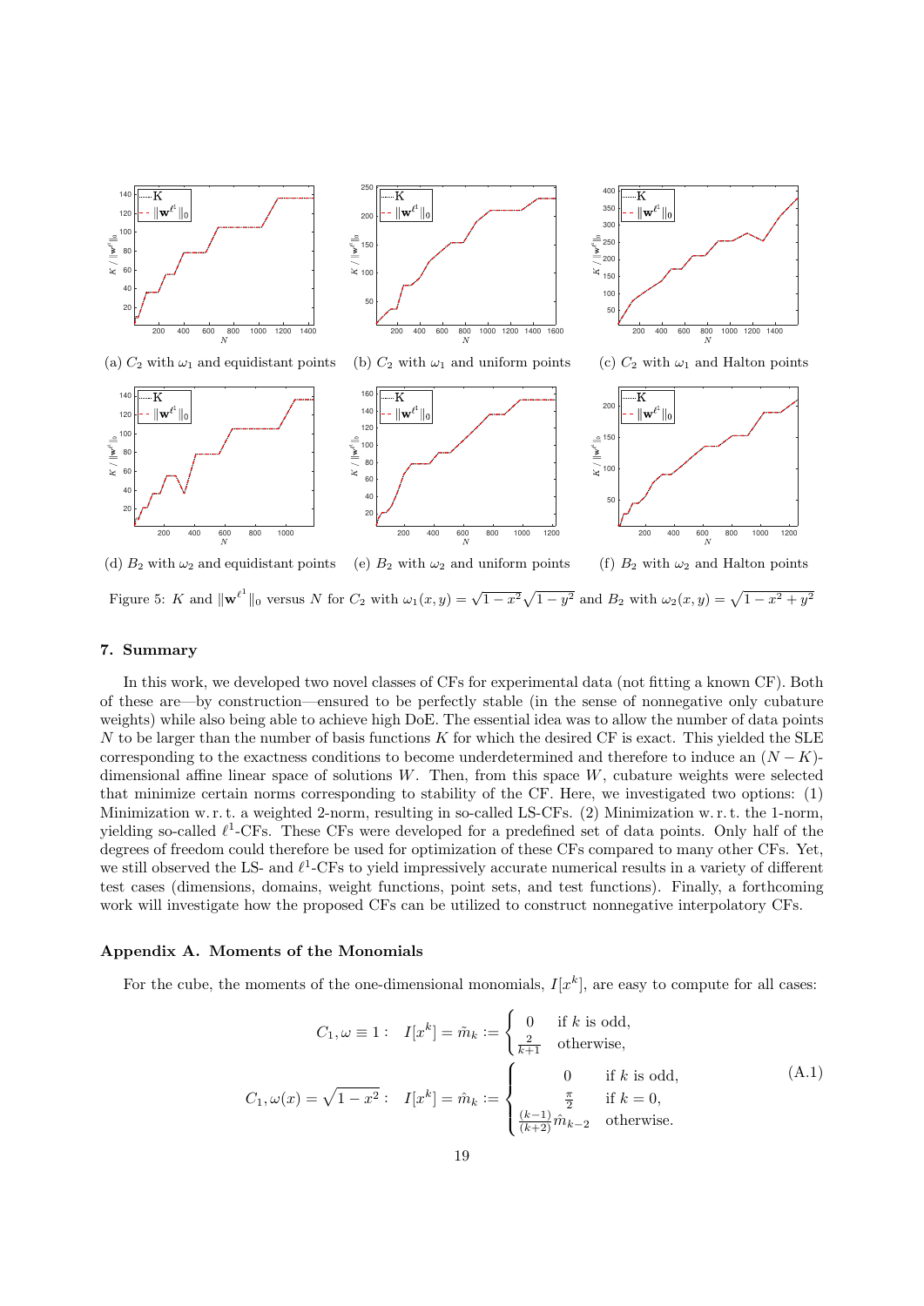(a) $C_2$ with $\omega_1$ and equidistant points
(b) $C_2$ with $\omega_1$ and uniform points
(c) $C_2$ with $\omega_1$ and Halton points

(d) $B_2$ with $\omega_2$ and equidistant points
(e) $B_2$ with $\omega_2$ and uniform points
(f) $B_2$ with $\omega_2$ and Halton points

Figure 5: $K$ and $\|\mathbf{w}^{\ell^1}\|_0$ versus $N$ for $C_2$ with $\omega_1(x,y) = \sqrt{1-x^2}\sqrt{1-y^2}$ and $B_2$ with $\omega_2(x,y) = \sqrt{1-x^2+y^2}$

## 7. Summary

In this work, we developed two novel classes of CFs for experimental data (not fitting a known CF). Both of these are—by construction—ensured to be perfectly stable (in the sense of nonnegative only cubature weights) while also being able to achieve high DoE. The essential idea was to allow the number of data points $N$ to be larger than the number of basis functions $K$ for which the desired CF is exact. This yielded the SLE corresponding to the exactness conditions to become underdetermined and therefore to induce an $(N-K)$-dimensional affine linear space of solutions $W$. Then, from this space $W$, cubature weights were selected that minimize certain norms corresponding to stability of the CF. Here, we investigated two options: (1) Minimization w. r. t. a weighted 2-norm, resulting in so-called LS-CFs. (2) Minimization w. r. t. the 1-norm, yielding so-called $\ell^1$-CFs. These CFs were developed for a predefined set of data points. Only half of the degrees of freedom could therefore be used for optimization of these CFs compared to many other CFs. Yet, we still observed the LS- and $\ell^1$-CFs to yield impressively accurate numerical results in a variety of different test cases (dimensions, domains, weight functions, point sets, and test functions). Finally, a forthcoming work will investigate how the proposed CFs can be utilized to construct nonnegative interpolatory CFs.

## Appendix A. Moments of the Monomials

For the cube, the moments of the one-dimensional monomials, $I[x^k]$, are easy to compute for all cases:

$$
\begin{aligned}
C_1, \omega \equiv 1: \quad & I[x^k] = \tilde{m}_k := \begin{cases} 0 & \text{if } k \text{ is odd}, \\ \frac{2}{k+1} & \text{otherwise}, \end{cases} \\
C_1, \omega(x) = \sqrt{1-x^2}: \quad & I[x^k] = \hat{m}_k := \begin{cases} 0 & \text{if } k \text{ is odd}, \\ \frac{\pi}{2} & \text{if } k = 0, \\ \frac{(k-1)}{(k+2)}\hat{m}_{k-2} & \text{otherwise}. \end{cases}
\end{aligned} \tag{A.1}
$$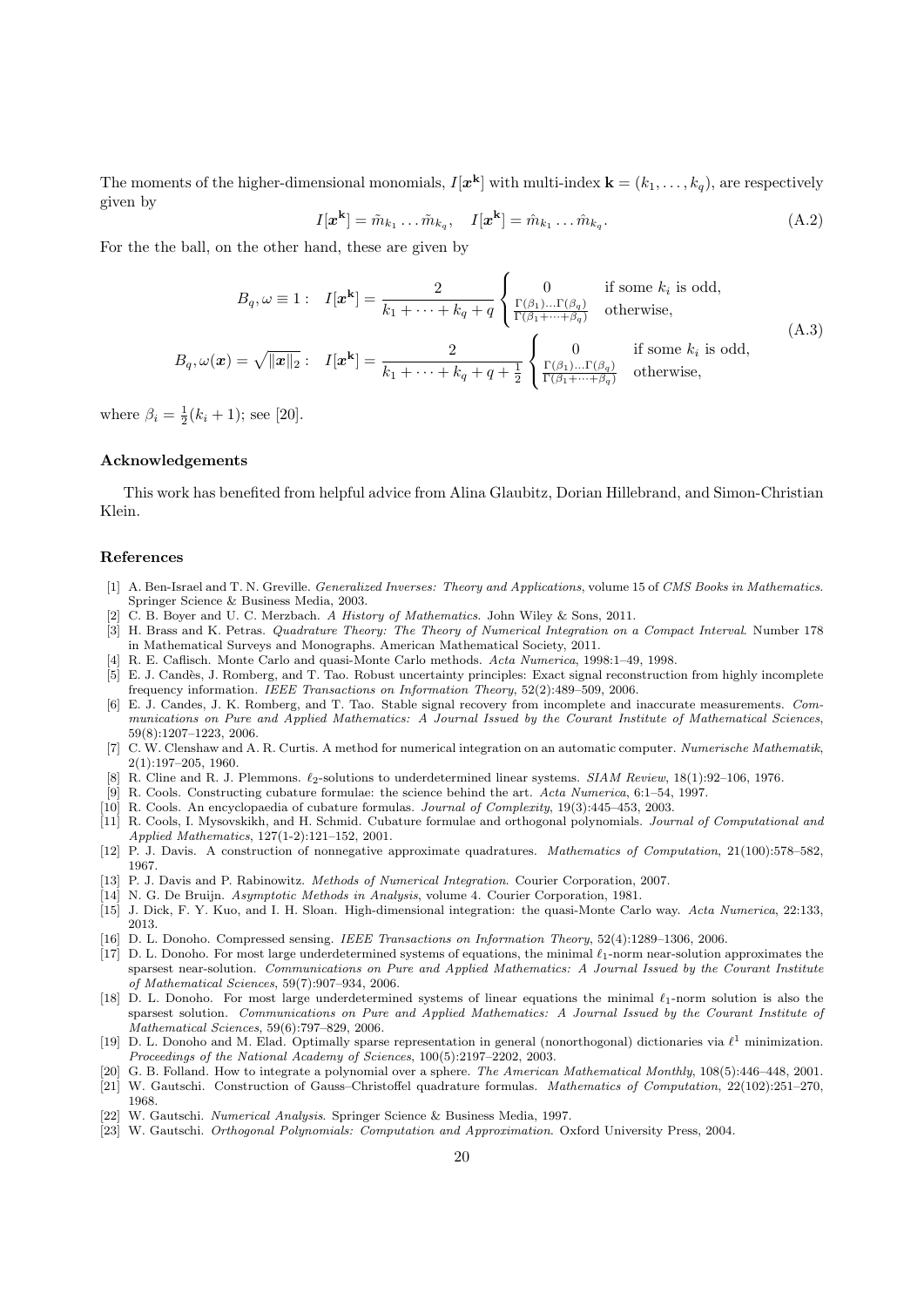The moments of the higher-dimensional monomials, $I[\boldsymbol{x}^{\mathbf{k}}]$ with multi-index $\mathbf{k} = (k_1, \dots, k_q)$, are respectively given by

$$
I[\boldsymbol{x}^{\mathbf{k}}] = \tilde{m}_{k_1} \dots \tilde{m}_{k_q}, \quad I[\boldsymbol{x}^{\mathbf{k}}] = \hat{m}_{k_1} \dots \hat{m}_{k_q}. \tag{A.2}
$$

For the the ball, on the other hand, these are given by

$$
\begin{aligned}
B_q, \omega \equiv 1: \quad I[\boldsymbol{x}^{\mathbf{k}}] &= \frac{2}{k_1 + \dots + k_q + q} \begin{cases} 0 & \text{if some } k_i \text{ is odd,} \\ \frac{\Gamma(\beta_1) \dots \Gamma(\beta_q)}{\Gamma(\beta_1 + \dots + \beta_q)} & \text{otherwise,} \end{cases} \\
B_q, \omega(\boldsymbol{x}) = \sqrt{\|\boldsymbol{x}\|_2}: \quad I[\boldsymbol{x}^{\mathbf{k}}] &= \frac{2}{k_1 + \dots + k_q + q + \frac{1}{2}} \begin{cases} 0 & \text{if some } k_i \text{ is odd,} \\ \frac{\Gamma(\beta_1) \dots \Gamma(\beta_q)}{\Gamma(\beta_1 + \dots + \beta_q)} & \text{otherwise,} \end{cases}
\end{aligned} \tag{A.3}
$$

where $\beta_i = \frac{1}{2}(k_i + 1)$; see [20].

### Acknowledgements

This work has benefited from helpful advice from Alina Glaubitz, Dorian Hillebrand, and Simon-Christian Klein.

## References

[1] A. Ben-Israel and T. N. Greville. *Generalized Inverses: Theory and Applications*, volume 15 of *CMS Books in Mathematics*. Springer Science & Business Media, 2003.

[2] C. B. Boyer and U. C. Merzbach. *A History of Mathematics*. John Wiley & Sons, 2011.

[3] H. Brass and K. Petras. *Quadrature Theory: The Theory of Numerical Integration on a Compact Interval*. Number 178 in Mathematical Surveys and Monographs. American Mathematical Society, 2011.

[4] R. E. Caflisch. Monte Carlo and quasi-Monte Carlo methods. *Acta Numerica*, 1998:1–49, 1998.

[5] E. J. Candès, J. Romberg, and T. Tao. Robust uncertainty principles: Exact signal reconstruction from highly incomplete frequency information. *IEEE Transactions on Information Theory*, 52(2):489–509, 2006.

[6] E. J. Candes, J. K. Romberg, and T. Tao. Stable signal recovery from incomplete and inaccurate measurements. *Communications on Pure and Applied Mathematics: A Journal Issued by the Courant Institute of Mathematical Sciences*, 59(8):1207–1223, 2006.

[7] C. W. Clenshaw and A. R. Curtis. A method for numerical integration on an automatic computer. *Numerische Mathematik*, 2(1):197–205, 1960.

[8] R. Cline and R. J. Plemmons. $\ell_2$-solutions to underdetermined linear systems. *SIAM Review*, 18(1):92–106, 1976.

[9] R. Cools. Constructing cubature formulae: the science behind the art. *Acta Numerica*, 6:1–54, 1997.

[10] R. Cools. An encyclopaedia of cubature formulas. *Journal of Complexity*, 19(3):445–453, 2003.

[11] R. Cools, I. Mysovskikh, and H. Schmid. Cubature formulae and orthogonal polynomials. *Journal of Computational and Applied Mathematics*, 127(1-2):121–152, 2001.

[12] P. J. Davis. A construction of nonnegative approximate quadratures. *Mathematics of Computation*, 21(100):578–582, 1967.

[13] P. J. Davis and P. Rabinowitz. *Methods of Numerical Integration*. Courier Corporation, 2007.

[14] N. G. De Bruijn. *Asymptotic Methods in Analysis*, volume 4. Courier Corporation, 1981.

[15] J. Dick, F. Y. Kuo, and I. H. Sloan. High-dimensional integration: the quasi-Monte Carlo way. *Acta Numerica*, 22:133, 2013.

[16] D. L. Donoho. Compressed sensing. *IEEE Transactions on Information Theory*, 52(4):1289–1306, 2006.

[17] D. L. Donoho. For most large underdetermined systems of equations, the minimal $\ell_1$-norm near-solution approximates the sparsest near-solution. *Communications on Pure and Applied Mathematics: A Journal Issued by the Courant Institute of Mathematical Sciences*, 59(7):907–934, 2006.

[18] D. L. Donoho. For most large underdetermined systems of linear equations the minimal $\ell_1$-norm solution is also the sparsest solution. *Communications on Pure and Applied Mathematics: A Journal Issued by the Courant Institute of Mathematical Sciences*, 59(6):797–829, 2006.

[19] D. L. Donoho and M. Elad. Optimally sparse representation in general (nonorthogonal) dictionaries via $\ell^1$ minimization. *Proceedings of the National Academy of Sciences*, 100(5):2197–2202, 2003.

[20] G. B. Folland. How to integrate a polynomial over a sphere. *The American Mathematical Monthly*, 108(5):446–448, 2001.

[21] W. Gautschi. Construction of Gauss–Christoffel quadrature formulas. *Mathematics of Computation*, 22(102):251–270, 1968.

[22] W. Gautschi. *Numerical Analysis*. Springer Science & Business Media, 1997.

[23] W. Gautschi. *Orthogonal Polynomials: Computation and Approximation*. Oxford University Press, 2004.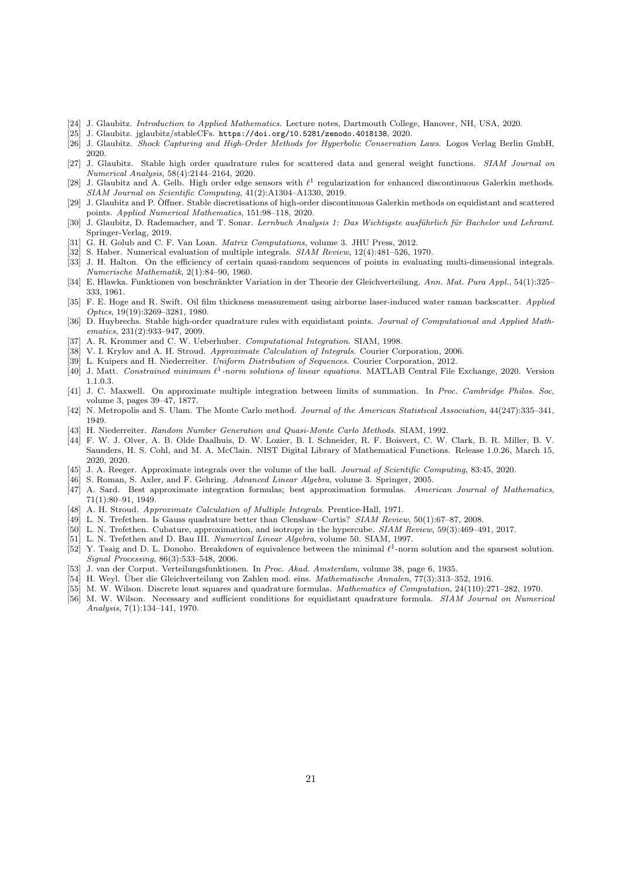[24] J. Glaubitz. *Introduction to Applied Mathematics*. Lecture notes, Dartmouth College, Hanover, NH, USA, 2020.

[25] J. Glaubitz. jglaubitz/stableCFs. https://doi.org/10.5281/zenodo.4018138, 2020.

[26] J. Glaubitz. *Shock Capturing and High-Order Methods for Hyperbolic Conservation Laws*. Logos Verlag Berlin GmbH, 2020.

[27] J. Glaubitz. Stable high order quadrature rules for scattered data and general weight functions. *SIAM Journal on Numerical Analysis*, 58(4):2144–2164, 2020.

[28] J. Glaubitz and A. Gelb. High order edge sensors with $\ell^1$ regularization for enhanced discontinuous Galerkin methods. *SIAM Journal on Scientific Computing*, 41(2):A1304–A1330, 2019.

[29] J. Glaubitz and P. Öffner. Stable discretisations of high-order discontinuous Galerkin methods on equidistant and scattered points. *Applied Numerical Mathematics*, 151:98–118, 2020.

[30] J. Glaubitz, D. Rademacher, and T. Sonar. *Lernbuch Analysis 1: Das Wichtigste ausführlich für Bachelor und Lehramt*. Springer-Verlag, 2019.

[31] G. H. Golub and C. F. Van Loan. *Matrix Computations*, volume 3. JHU Press, 2012.

[32] S. Haber. Numerical evaluation of multiple integrals. *SIAM Review*, 12(4):481–526, 1970.

[33] J. H. Halton. On the efficiency of certain quasi-random sequences of points in evaluating multi-dimensional integrals. *Numerische Mathematik*, 2(1):84–90, 1960.

[34] E. Hlawka. Funktionen von beschränkter Variation in der Theorie der Gleichverteilung. *Ann. Mat. Pura Appl.*, 54(1):325–333, 1961.

[35] F. E. Hoge and R. Swift. Oil film thickness measurement using airborne laser-induced water raman backscatter. *Applied Optics*, 19(19):3269–3281, 1980.

[36] D. Huybrechs. Stable high-order quadrature rules with equidistant points. *Journal of Computational and Applied Mathematics*, 231(2):933–947, 2009.

[37] A. R. Krommer and C. W. Ueberhuber. *Computational Integration*. SIAM, 1998.

[38] V. I. Krylov and A. H. Stroud. *Approximate Calculation of Integrals*. Courier Corporation, 2006.

[39] L. Kuipers and H. Niederreiter. *Uniform Distribution of Sequences*. Courier Corporation, 2012.

[40] J. Matt. *Constrained minimum $\ell^1$-norm solutions of linear equations*. MATLAB Central File Exchange, 2020. Version 1.1.0.3.

[41] J. C. Maxwell. On approximate multiple integration between limits of summation. In *Proc. Cambridge Philos. Soc*, volume 3, pages 39–47, 1877.

[42] N. Metropolis and S. Ulam. The Monte Carlo method. *Journal of the American Statistical Association*, 44(247):335–341, 1949.

[43] H. Niederreiter. *Random Number Generation and Quasi-Monte Carlo Methods*. SIAM, 1992.

[44] F. W. J. Olver, A. B. Olde Daalhuis, D. W. Lozier, B. I. Schneider, R. F. Boisvert, C. W. Clark, B. R. Miller, B. V. Saunders, H. S. Cohl, and M. A. McClain. NIST Digital Library of Mathematical Functions. Release 1.0.26, March 15, 2020, 2020.

[45] J. A. Reeger. Approximate integrals over the volume of the ball. *Journal of Scientific Computing*, 83:45, 2020.

[46] S. Roman, S. Axler, and F. Gehring. *Advanced Linear Algebra*, volume 3. Springer, 2005.

[47] A. Sard. Best approximate integration formulas; best approximation formulas. *American Journal of Mathematics*, 71(1):80–91, 1949.

[48] A. H. Stroud. *Approximate Calculation of Multiple Integrals*. Prentice-Hall, 1971.

[49] L. N. Trefethen. Is Gauss quadrature better than Clenshaw–Curtis? *SIAM Review*, 50(1):67–87, 2008.

[50] L. N. Trefethen. Cubature, approximation, and isotropy in the hypercube. *SIAM Review*, 59(3):469–491, 2017.

[51] L. N. Trefethen and D. Bau III. *Numerical Linear Algebra*, volume 50. SIAM, 1997.

[52] Y. Tsaig and D. L. Donoho. Breakdown of equivalence between the minimal $\ell^1$-norm solution and the sparsest solution. *Signal Processing*, 86(3):533–548, 2006.

[53] J. van der Corput. Verteilungsfunktionen. In *Proc. Akad. Amsterdam*, volume 38, page 6, 1935.

[54] H. Weyl. Über die Gleichverteilung von Zahlen mod. eins. *Mathematische Annalen*, 77(3):313–352, 1916.

[55] M. W. Wilson. Discrete least squares and quadrature formulas. *Mathematics of Computation*, 24(110):271–282, 1970.

[56] M. W. Wilson. Necessary and sufficient conditions for equidistant quadrature formula. *SIAM Journal on Numerical Analysis*, 7(1):134–141, 1970.